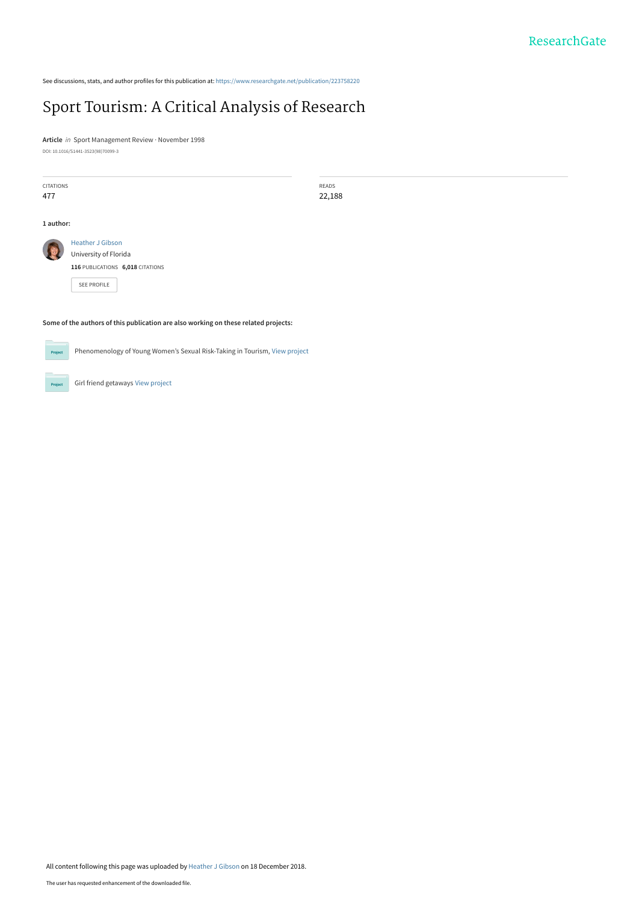ResearchGate

See discussions, stats, and author profiles for this publication at: https://www.researchgate.net/publication/223758220

# Sport Tourism: A Critical Analysis of Research

**Article** *in* Sport Management Review · November 1998

DOI: 10.1016/S1441-3523(98)70099-3

| CITATIONS | READS |
|---|---|
| 477 | 22,188 |

**1 author:**

Heather J Gibson
University of Florida
**116** PUBLICATIONS **6,018** CITATIONS

SEE PROFILE

**Some of the authors of this publication are also working on these related projects:**

Phenomenology of Young Women's Sexual Risk-Taking in Tourism, View project

Girl friend getaways View project

All content following this page was uploaded by Heather J Gibson on 18 December 2018.

The user has requested enhancement of the downloaded file.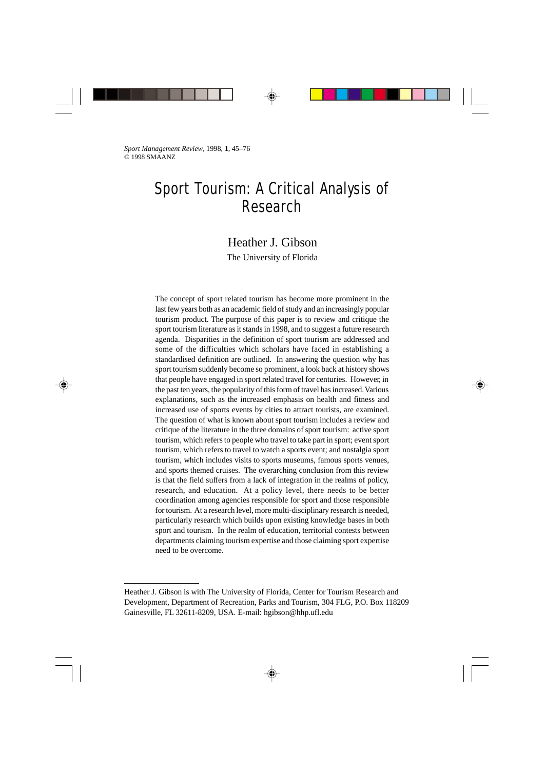*Sport Management Review*, 1998, **1**, 45–76
© 1998 SMAANZ

# Sport Tourism: A Critical Analysis of Research

## Heather J. Gibson

The University of Florida

The concept of sport related tourism has become more prominent in the last few years both as an academic field of study and an increasingly popular tourism product. The purpose of this paper is to review and critique the sport tourism literature as it stands in 1998, and to suggest a future research agenda. Disparities in the definition of sport tourism are addressed and some of the difficulties which scholars have faced in establishing a standardised definition are outlined. In answering the question why has sport tourism suddenly become so prominent, a look back at history shows that people have engaged in sport related travel for centuries. However, in the past ten years, the popularity of this form of travel has increased. Various explanations, such as the increased emphasis on health and fitness and increased use of sports events by cities to attract tourists, are examined. The question of what is known about sport tourism includes a review and critique of the literature in the three domains of sport tourism: active sport tourism, which refers to people who travel to take part in sport; event sport tourism, which refers to travel to watch a sports event; and nostalgia sport tourism, which includes visits to sports museums, famous sports venues, and sports themed cruises. The overarching conclusion from this review is that the field suffers from a lack of integration in the realms of policy, research, and education. At a policy level, there needs to be better coordination among agencies responsible for sport and those responsible for tourism. At a research level, more multi-disciplinary research is needed, particularly research which builds upon existing knowledge bases in both sport and tourism. In the realm of education, territorial contests between departments claiming tourism expertise and those claiming sport expertise need to be overcome.

---

Heather J. Gibson is with The University of Florida, Center for Tourism Research and Development, Department of Recreation, Parks and Tourism, 304 FLG, P.O. Box 118209 Gainesville, FL 32611-8209, USA. E-mail: hgibson@hhp.ufl.edu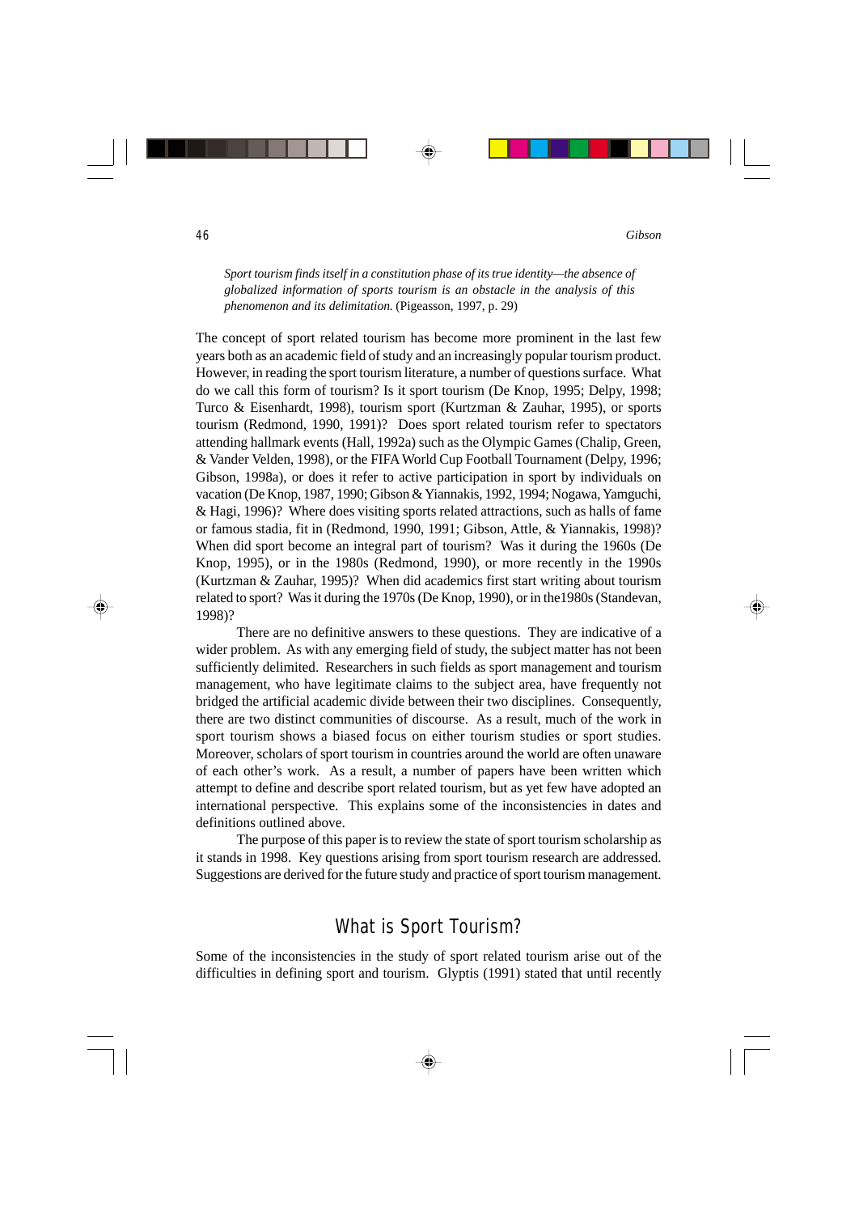> *Sport tourism finds itself in a constitution phase of its true identity—the absence of globalized information of sports tourism is an obstacle in the analysis of this phenomenon and its delimitation.* (Pigeasson, 1997, p. 29)

The concept of sport related tourism has become more prominent in the last few years both as an academic field of study and an increasingly popular tourism product. However, in reading the sport tourism literature, a number of questions surface. What do we call this form of tourism? Is it sport tourism (De Knop, 1995; Delpy, 1998; Turco & Eisenhardt, 1998), tourism sport (Kurtzman & Zauhar, 1995), or sports tourism (Redmond, 1990, 1991)? Does sport related tourism refer to spectators attending hallmark events (Hall, 1992a) such as the Olympic Games (Chalip, Green, & Vander Velden, 1998), or the FIFA World Cup Football Tournament (Delpy, 1996; Gibson, 1998a), or does it refer to active participation in sport by individuals on vacation (De Knop, 1987, 1990; Gibson & Yiannakis, 1992, 1994; Nogawa, Yamguchi, & Hagi, 1996)? Where does visiting sports related attractions, such as halls of fame or famous stadia, fit in (Redmond, 1990, 1991; Gibson, Attle, & Yiannakis, 1998)? When did sport become an integral part of tourism? Was it during the 1960s (De Knop, 1995), or in the 1980s (Redmond, 1990), or more recently in the 1990s (Kurtzman & Zauhar, 1995)? When did academics first start writing about tourism related to sport? Was it during the 1970s (De Knop, 1990), or in the1980s (Standevan, 1998)?

There are no definitive answers to these questions. They are indicative of a wider problem. As with any emerging field of study, the subject matter has not been sufficiently delimited. Researchers in such fields as sport management and tourism management, who have legitimate claims to the subject area, have frequently not bridged the artificial academic divide between their two disciplines. Consequently, there are two distinct communities of discourse. As a result, much of the work in sport tourism shows a biased focus on either tourism studies or sport studies. Moreover, scholars of sport tourism in countries around the world are often unaware of each other's work. As a result, a number of papers have been written which attempt to define and describe sport related tourism, but as yet few have adopted an international perspective. This explains some of the inconsistencies in dates and definitions outlined above.

The purpose of this paper is to review the state of sport tourism scholarship as it stands in 1998. Key questions arising from sport tourism research are addressed. Suggestions are derived for the future study and practice of sport tourism management.

## What is Sport Tourism?

Some of the inconsistencies in the study of sport related tourism arise out of the difficulties in defining sport and tourism. Glyptis (1991) stated that until recently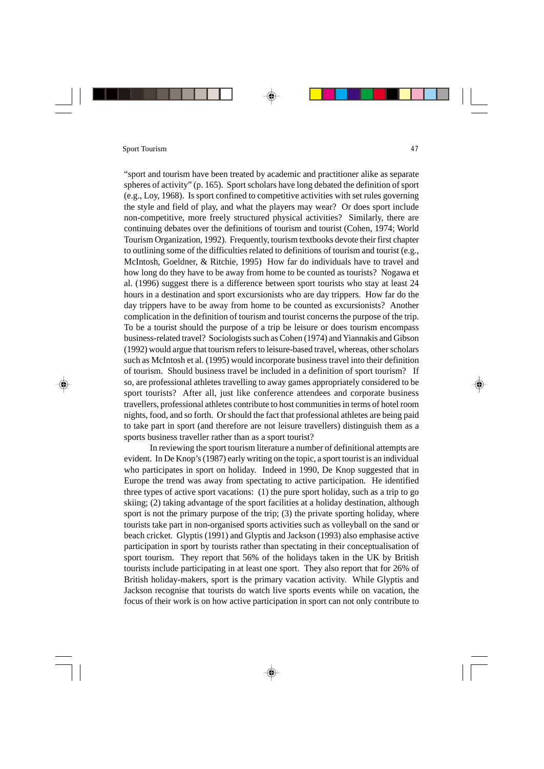"sport and tourism have been treated by academic and practitioner alike as separate spheres of activity" (p. 165). Sport scholars have long debated the definition of sport (e.g., Loy, 1968). Is sport confined to competitive activities with set rules governing the style and field of play, and what the players may wear? Or does sport include non-competitive, more freely structured physical activities? Similarly, there are continuing debates over the definitions of tourism and tourist (Cohen, 1974; World Tourism Organization, 1992). Frequently, tourism textbooks devote their first chapter to outlining some of the difficulties related to definitions of tourism and tourist (e.g., McIntosh, Goeldner, & Ritchie, 1995) How far do individuals have to travel and how long do they have to be away from home to be counted as tourists? Nogawa et al. (1996) suggest there is a difference between sport tourists who stay at least 24 hours in a destination and sport excursionists who are day trippers. How far do the day trippers have to be away from home to be counted as excursionists? Another complication in the definition of tourism and tourist concerns the purpose of the trip. To be a tourist should the purpose of a trip be leisure or does tourism encompass business-related travel? Sociologists such as Cohen (1974) and Yiannakis and Gibson (1992) would argue that tourism refers to leisure-based travel, whereas, other scholars such as McIntosh et al. (1995) would incorporate business travel into their definition of tourism. Should business travel be included in a definition of sport tourism? If so, are professional athletes travelling to away games appropriately considered to be sport tourists? After all, just like conference attendees and corporate business travellers, professional athletes contribute to host communities in terms of hotel room nights, food, and so forth. Or should the fact that professional athletes are being paid to take part in sport (and therefore are not leisure travellers) distinguish them as a sports business traveller rather than as a sport tourist?

In reviewing the sport tourism literature a number of definitional attempts are evident. In De Knop's (1987) early writing on the topic, a sport tourist is an individual who participates in sport on holiday. Indeed in 1990, De Knop suggested that in Europe the trend was away from spectating to active participation. He identified three types of active sport vacations: (1) the pure sport holiday, such as a trip to go skiing; (2) taking advantage of the sport facilities at a holiday destination, although sport is not the primary purpose of the trip; (3) the private sporting holiday, where tourists take part in non-organised sports activities such as volleyball on the sand or beach cricket. Glyptis (1991) and Glyptis and Jackson (1993) also emphasise active participation in sport by tourists rather than spectating in their conceptualisation of sport tourism. They report that 56% of the holidays taken in the UK by British tourists include participating in at least one sport. They also report that for 26% of British holiday-makers, sport is the primary vacation activity. While Glyptis and Jackson recognise that tourists do watch live sports events while on vacation, the focus of their work is on how active participation in sport can not only contribute to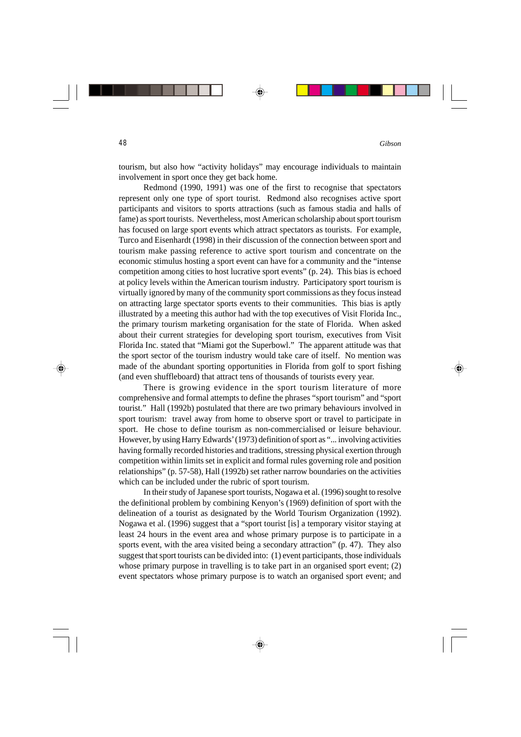tourism, but also how “activity holidays” may encourage individuals to maintain involvement in sport once they get back home.

Redmond (1990, 1991) was one of the first to recognise that spectators represent only one type of sport tourist. Redmond also recognises active sport participants and visitors to sports attractions (such as famous stadia and halls of fame) as sport tourists. Nevertheless, most American scholarship about sport tourism has focused on large sport events which attract spectators as tourists. For example, Turco and Eisenhardt (1998) in their discussion of the connection between sport and tourism make passing reference to active sport tourism and concentrate on the economic stimulus hosting a sport event can have for a community and the “intense competition among cities to host lucrative sport events” (p. 24). This bias is echoed at policy levels within the American tourism industry. Participatory sport tourism is virtually ignored by many of the community sport commissions as they focus instead on attracting large spectator sports events to their communities. This bias is aptly illustrated by a meeting this author had with the top executives of Visit Florida Inc., the primary tourism marketing organisation for the state of Florida. When asked about their current strategies for developing sport tourism, executives from Visit Florida Inc. stated that “Miami got the Superbowl.” The apparent attitude was that the sport sector of the tourism industry would take care of itself. No mention was made of the abundant sporting opportunities in Florida from golf to sport fishing (and even shuffleboard) that attract tens of thousands of tourists every year.

There is growing evidence in the sport tourism literature of more comprehensive and formal attempts to define the phrases “sport tourism” and “sport tourist.” Hall (1992b) postulated that there are two primary behaviours involved in sport tourism: travel away from home to observe sport or travel to participate in sport. He chose to define tourism as non-commercialised or leisure behaviour. However, by using Harry Edwards’ (1973) definition of sport as “... involving activities having formally recorded histories and traditions, stressing physical exertion through competition within limits set in explicit and formal rules governing role and position relationships” (p. 57-58), Hall (1992b) set rather narrow boundaries on the activities which can be included under the rubric of sport tourism.

In their study of Japanese sport tourists, Nogawa et al. (1996) sought to resolve the definitional problem by combining Kenyon’s (1969) definition of sport with the delineation of a tourist as designated by the World Tourism Organization (1992). Nogawa et al. (1996) suggest that a “sport tourist [is] a temporary visitor staying at least 24 hours in the event area and whose primary purpose is to participate in a sports event, with the area visited being a secondary attraction” (p. 47). They also suggest that sport tourists can be divided into: (1) event participants, those individuals whose primary purpose in travelling is to take part in an organised sport event; (2) event spectators whose primary purpose is to watch an organised sport event; and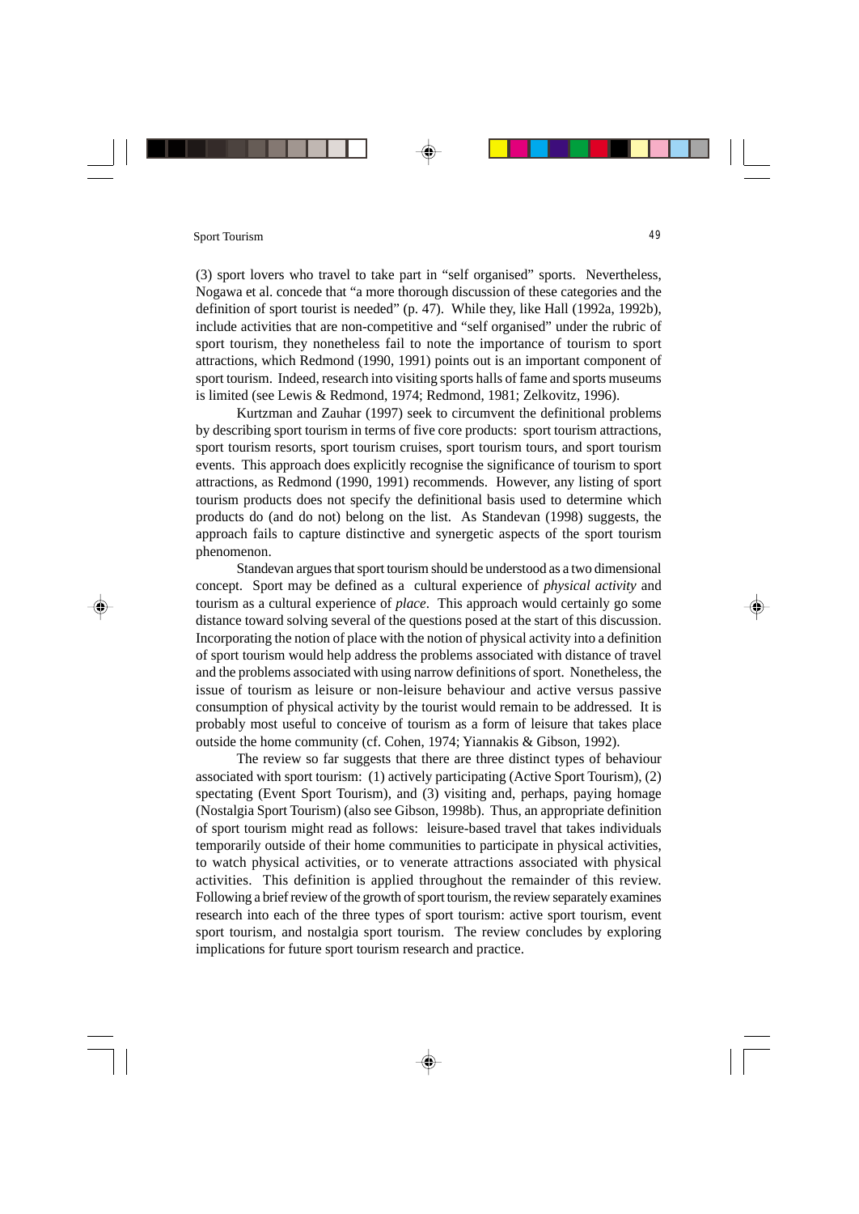(3) sport lovers who travel to take part in "self organised" sports. Nevertheless, Nogawa et al. concede that "a more thorough discussion of these categories and the definition of sport tourist is needed" (p. 47). While they, like Hall (1992a, 1992b), include activities that are non-competitive and "self organised" under the rubric of sport tourism, they nonetheless fail to note the importance of tourism to sport attractions, which Redmond (1990, 1991) points out is an important component of sport tourism. Indeed, research into visiting sports halls of fame and sports museums is limited (see Lewis & Redmond, 1974; Redmond, 1981; Zelkovitz, 1996).

Kurtzman and Zauhar (1997) seek to circumvent the definitional problems by describing sport tourism in terms of five core products: sport tourism attractions, sport tourism resorts, sport tourism cruises, sport tourism tours, and sport tourism events. This approach does explicitly recognise the significance of tourism to sport attractions, as Redmond (1990, 1991) recommends. However, any listing of sport tourism products does not specify the definitional basis used to determine which products do (and do not) belong on the list. As Standevan (1998) suggests, the approach fails to capture distinctive and synergetic aspects of the sport tourism phenomenon.

Standevan argues that sport tourism should be understood as a two dimensional concept. Sport may be defined as a cultural experience of *physical activity* and tourism as a cultural experience of *place*. This approach would certainly go some distance toward solving several of the questions posed at the start of this discussion. Incorporating the notion of place with the notion of physical activity into a definition of sport tourism would help address the problems associated with distance of travel and the problems associated with using narrow definitions of sport. Nonetheless, the issue of tourism as leisure or non-leisure behaviour and active versus passive consumption of physical activity by the tourist would remain to be addressed. It is probably most useful to conceive of tourism as a form of leisure that takes place outside the home community (cf. Cohen, 1974; Yiannakis & Gibson, 1992).

The review so far suggests that there are three distinct types of behaviour associated with sport tourism: (1) actively participating (Active Sport Tourism), (2) spectating (Event Sport Tourism), and (3) visiting and, perhaps, paying homage (Nostalgia Sport Tourism) (also see Gibson, 1998b). Thus, an appropriate definition of sport tourism might read as follows: leisure-based travel that takes individuals temporarily outside of their home communities to participate in physical activities, to watch physical activities, or to venerate attractions associated with physical activities. This definition is applied throughout the remainder of this review. Following a brief review of the growth of sport tourism, the review separately examines research into each of the three types of sport tourism: active sport tourism, event sport tourism, and nostalgia sport tourism. The review concludes by exploring implications for future sport tourism research and practice.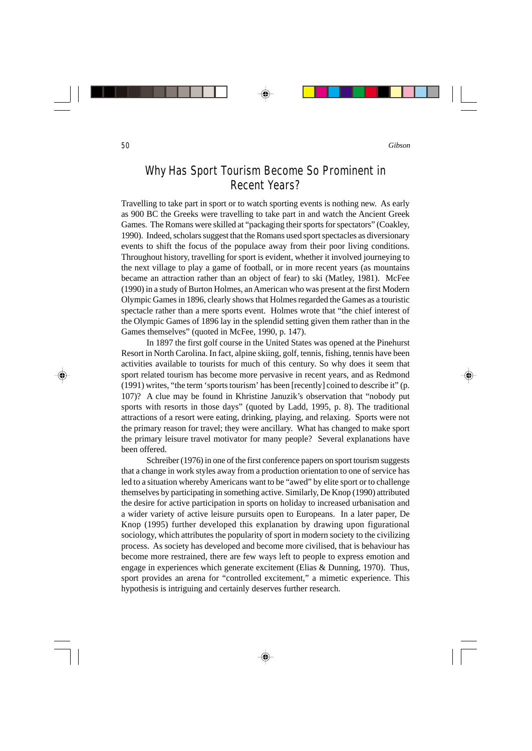## Why Has Sport Tourism Become So Prominent in Recent Years?

Travelling to take part in sport or to watch sporting events is nothing new. As early as 900 BC the Greeks were travelling to take part in and watch the Ancient Greek Games. The Romans were skilled at "packaging their sports for spectators" (Coakley, 1990). Indeed, scholars suggest that the Romans used sport spectacles as diversionary events to shift the focus of the populace away from their poor living conditions. Throughout history, travelling for sport is evident, whether it involved journeying to the next village to play a game of football, or in more recent years (as mountains became an attraction rather than an object of fear) to ski (Matley, 1981). McFee (1990) in a study of Burton Holmes, an American who was present at the first Modern Olympic Games in 1896, clearly shows that Holmes regarded the Games as a touristic spectacle rather than a mere sports event. Holmes wrote that "the chief interest of the Olympic Games of 1896 lay in the splendid setting given them rather than in the Games themselves" (quoted in McFee, 1990, p. 147).

In 1897 the first golf course in the United States was opened at the Pinehurst Resort in North Carolina. In fact, alpine skiing, golf, tennis, fishing, tennis have been activities available to tourists for much of this century. So why does it seem that sport related tourism has become more pervasive in recent years, and as Redmond (1991) writes, "the term 'sports tourism' has been [recently] coined to describe it" (p. 107)? A clue may be found in Khristine Januzik's observation that "nobody put sports with resorts in those days" (quoted by Ladd, 1995, p. 8). The traditional attractions of a resort were eating, drinking, playing, and relaxing. Sports were not the primary reason for travel; they were ancillary. What has changed to make sport the primary leisure travel motivator for many people? Several explanations have been offered.

Schreiber (1976) in one of the first conference papers on sport tourism suggests that a change in work styles away from a production orientation to one of service has led to a situation whereby Americans want to be "awed" by elite sport or to challenge themselves by participating in something active. Similarly, De Knop (1990) attributed the desire for active participation in sports on holiday to increased urbanisation and a wider variety of active leisure pursuits open to Europeans. In a later paper, De Knop (1995) further developed this explanation by drawing upon figurational sociology, which attributes the popularity of sport in modern society to the civilizing process. As society has developed and become more civilised, that is behaviour has become more restrained, there are few ways left to people to express emotion and engage in experiences which generate excitement (Elias & Dunning, 1970). Thus, sport provides an arena for "controlled excitement," a mimetic experience. This hypothesis is intriguing and certainly deserves further research.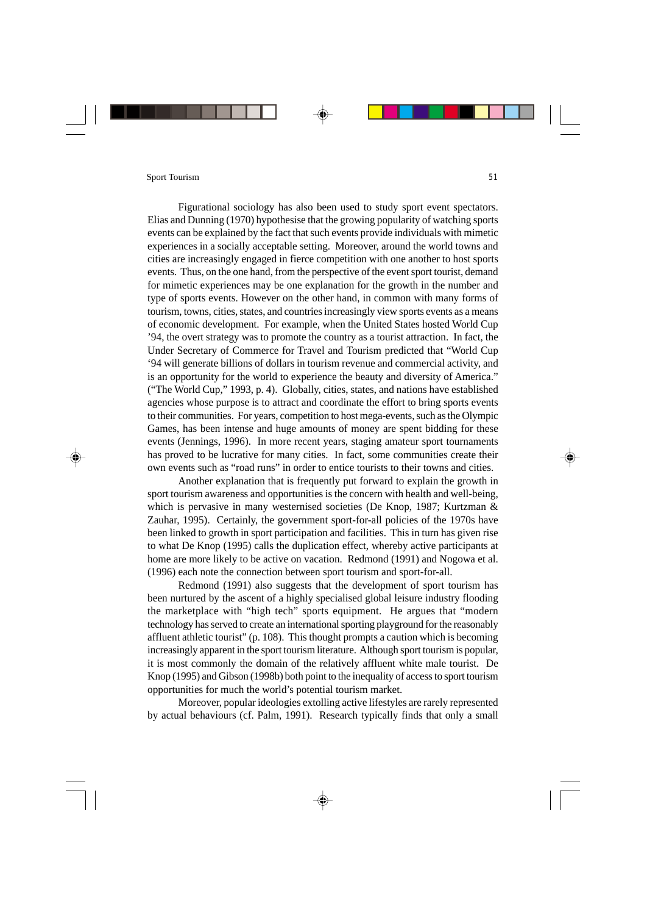Figurational sociology has also been used to study sport event spectators. Elias and Dunning (1970) hypothesise that the growing popularity of watching sports events can be explained by the fact that such events provide individuals with mimetic experiences in a socially acceptable setting. Moreover, around the world towns and cities are increasingly engaged in fierce competition with one another to host sports events. Thus, on the one hand, from the perspective of the event sport tourist, demand for mimetic experiences may be one explanation for the growth in the number and type of sports events. However on the other hand, in common with many forms of tourism, towns, cities, states, and countries increasingly view sports events as a means of economic development. For example, when the United States hosted World Cup '94, the overt strategy was to promote the country as a tourist attraction. In fact, the Under Secretary of Commerce for Travel and Tourism predicted that "World Cup '94 will generate billions of dollars in tourism revenue and commercial activity, and is an opportunity for the world to experience the beauty and diversity of America." ("The World Cup," 1993, p. 4). Globally, cities, states, and nations have established agencies whose purpose is to attract and coordinate the effort to bring sports events to their communities. For years, competition to host mega-events, such as the Olympic Games, has been intense and huge amounts of money are spent bidding for these events (Jennings, 1996). In more recent years, staging amateur sport tournaments has proved to be lucrative for many cities. In fact, some communities create their own events such as "road runs" in order to entice tourists to their towns and cities.

Another explanation that is frequently put forward to explain the growth in sport tourism awareness and opportunities is the concern with health and well-being, which is pervasive in many westernised societies (De Knop, 1987; Kurtzman & Zauhar, 1995). Certainly, the government sport-for-all policies of the 1970s have been linked to growth in sport participation and facilities. This in turn has given rise to what De Knop (1995) calls the duplication effect, whereby active participants at home are more likely to be active on vacation. Redmond (1991) and Nogowa et al. (1996) each note the connection between sport tourism and sport-for-all.

Redmond (1991) also suggests that the development of sport tourism has been nurtured by the ascent of a highly specialised global leisure industry flooding the marketplace with "high tech" sports equipment. He argues that "modern technology has served to create an international sporting playground for the reasonably affluent athletic tourist" (p. 108). This thought prompts a caution which is becoming increasingly apparent in the sport tourism literature. Although sport tourism is popular, it is most commonly the domain of the relatively affluent white male tourist. De Knop (1995) and Gibson (1998b) both point to the inequality of access to sport tourism opportunities for much the world's potential tourism market.

Moreover, popular ideologies extolling active lifestyles are rarely represented by actual behaviours (cf. Palm, 1991). Research typically finds that only a small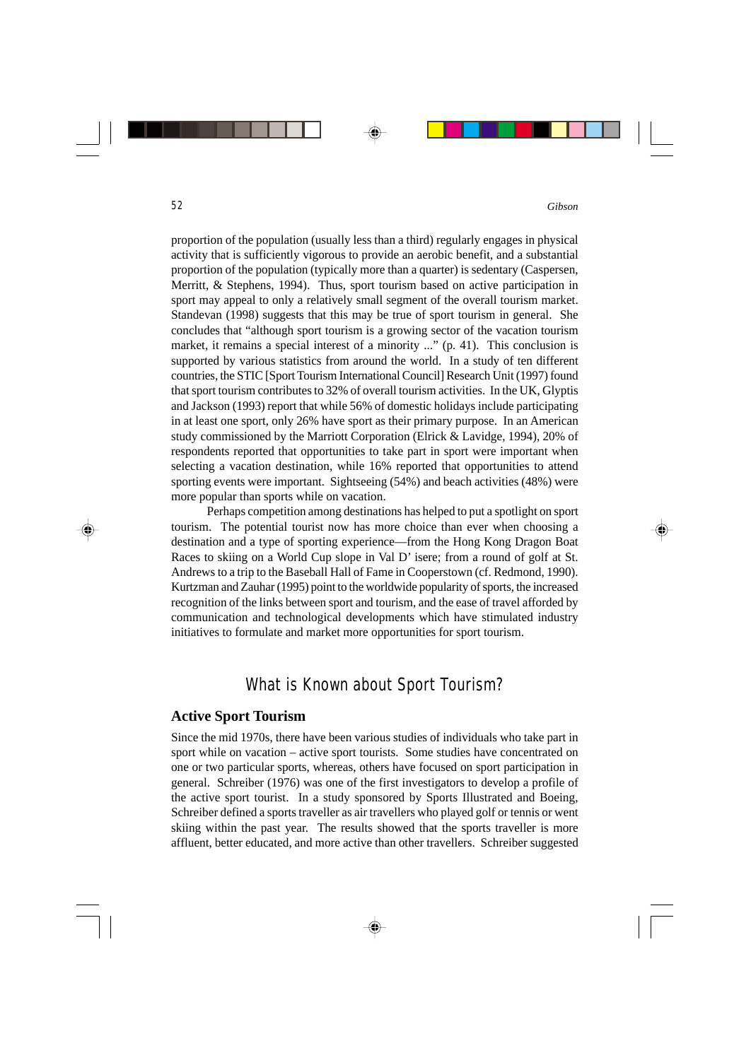proportion of the population (usually less than a third) regularly engages in physical activity that is sufficiently vigorous to provide an aerobic benefit, and a substantial proportion of the population (typically more than a quarter) is sedentary (Caspersen, Merritt, & Stephens, 1994). Thus, sport tourism based on active participation in sport may appeal to only a relatively small segment of the overall tourism market. Standevan (1998) suggests that this may be true of sport tourism in general. She concludes that "although sport tourism is a growing sector of the vacation tourism market, it remains a special interest of a minority ..." (p. 41). This conclusion is supported by various statistics from around the world. In a study of ten different countries, the STIC [Sport Tourism International Council] Research Unit (1997) found that sport tourism contributes to 32% of overall tourism activities. In the UK, Glyptis and Jackson (1993) report that while 56% of domestic holidays include participating in at least one sport, only 26% have sport as their primary purpose. In an American study commissioned by the Marriott Corporation (Elrick & Lavidge, 1994), 20% of respondents reported that opportunities to take part in sport were important when selecting a vacation destination, while 16% reported that opportunities to attend sporting events were important. Sightseeing (54%) and beach activities (48%) were more popular than sports while on vacation.

Perhaps competition among destinations has helped to put a spotlight on sport tourism. The potential tourist now has more choice than ever when choosing a destination and a type of sporting experience—from the Hong Kong Dragon Boat Races to skiing on a World Cup slope in Val D' isere; from a round of golf at St. Andrews to a trip to the Baseball Hall of Fame in Cooperstown (cf. Redmond, 1990). Kurtzman and Zauhar (1995) point to the worldwide popularity of sports, the increased recognition of the links between sport and tourism, and the ease of travel afforded by communication and technological developments which have stimulated industry initiatives to formulate and market more opportunities for sport tourism.

## What is Known about Sport Tourism?

### Active Sport Tourism

Since the mid 1970s, there have been various studies of individuals who take part in sport while on vacation – active sport tourists. Some studies have concentrated on one or two particular sports, whereas, others have focused on sport participation in general. Schreiber (1976) was one of the first investigators to develop a profile of the active sport tourist. In a study sponsored by Sports Illustrated and Boeing, Schreiber defined a sports traveller as air travellers who played golf or tennis or went skiing within the past year. The results showed that the sports traveller is more affluent, better educated, and more active than other travellers. Schreiber suggested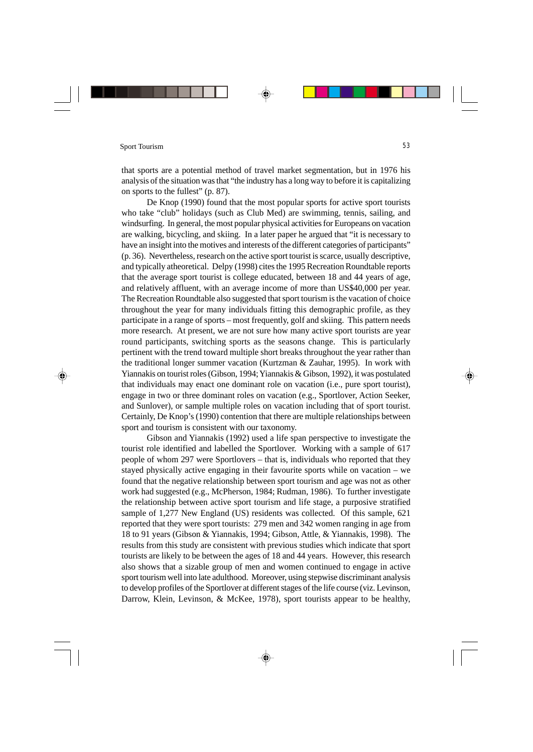that sports are a potential method of travel market segmentation, but in 1976 his analysis of the situation was that "the industry has a long way to before it is capitalizing on sports to the fullest" (p. 87).

De Knop (1990) found that the most popular sports for active sport tourists who take "club" holidays (such as Club Med) are swimming, tennis, sailing, and windsurfing. In general, the most popular physical activities for Europeans on vacation are walking, bicycling, and skiing. In a later paper he argued that "it is necessary to have an insight into the motives and interests of the different categories of participants" (p. 36). Nevertheless, research on the active sport tourist is scarce, usually descriptive, and typically atheoretical. Delpy (1998) cites the 1995 Recreation Roundtable reports that the average sport tourist is college educated, between 18 and 44 years of age, and relatively affluent, with an average income of more than US$40,000 per year. The Recreation Roundtable also suggested that sport tourism is the vacation of choice throughout the year for many individuals fitting this demographic profile, as they participate in a range of sports – most frequently, golf and skiing. This pattern needs more research. At present, we are not sure how many active sport tourists are year round participants, switching sports as the seasons change. This is particularly pertinent with the trend toward multiple short breaks throughout the year rather than the traditional longer summer vacation (Kurtzman & Zauhar, 1995). In work with Yiannakis on tourist roles (Gibson, 1994; Yiannakis & Gibson, 1992), it was postulated that individuals may enact one dominant role on vacation (i.e., pure sport tourist), engage in two or three dominant roles on vacation (e.g., Sportlover, Action Seeker, and Sunlover), or sample multiple roles on vacation including that of sport tourist. Certainly, De Knop's (1990) contention that there are multiple relationships between sport and tourism is consistent with our taxonomy.

Gibson and Yiannakis (1992) used a life span perspective to investigate the tourist role identified and labelled the Sportlover. Working with a sample of 617 people of whom 297 were Sportlovers – that is, individuals who reported that they stayed physically active engaging in their favourite sports while on vacation – we found that the negative relationship between sport tourism and age was not as other work had suggested (e.g., McPherson, 1984; Rudman, 1986). To further investigate the relationship between active sport tourism and life stage, a purposive stratified sample of 1,277 New England (US) residents was collected. Of this sample, 621 reported that they were sport tourists: 279 men and 342 women ranging in age from 18 to 91 years (Gibson & Yiannakis, 1994; Gibson, Attle, & Yiannakis, 1998). The results from this study are consistent with previous studies which indicate that sport tourists are likely to be between the ages of 18 and 44 years. However, this research also shows that a sizable group of men and women continued to engage in active sport tourism well into late adulthood. Moreover, using stepwise discriminant analysis to develop profiles of the Sportlover at different stages of the life course (viz. Levinson, Darrow, Klein, Levinson, & McKee, 1978), sport tourists appear to be healthy,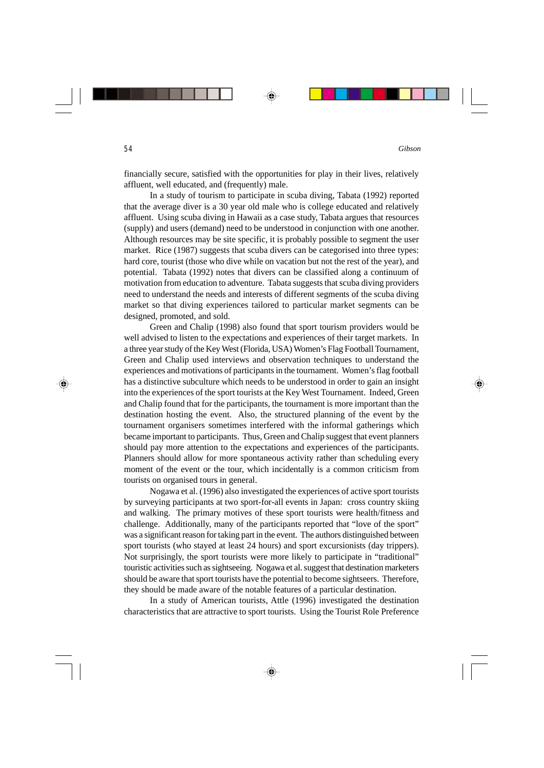financially secure, satisfied with the opportunities for play in their lives, relatively affluent, well educated, and (frequently) male.

In a study of tourism to participate in scuba diving, Tabata (1992) reported that the average diver is a 30 year old male who is college educated and relatively affluent. Using scuba diving in Hawaii as a case study, Tabata argues that resources (supply) and users (demand) need to be understood in conjunction with one another. Although resources may be site specific, it is probably possible to segment the user market. Rice (1987) suggests that scuba divers can be categorised into three types: hard core, tourist (those who dive while on vacation but not the rest of the year), and potential. Tabata (1992) notes that divers can be classified along a continuum of motivation from education to adventure. Tabata suggests that scuba diving providers need to understand the needs and interests of different segments of the scuba diving market so that diving experiences tailored to particular market segments can be designed, promoted, and sold.

Green and Chalip (1998) also found that sport tourism providers would be well advised to listen to the expectations and experiences of their target markets. In a three year study of the Key West (Florida, USA) Women's Flag Football Tournament, Green and Chalip used interviews and observation techniques to understand the experiences and motivations of participants in the tournament. Women's flag football has a distinctive subculture which needs to be understood in order to gain an insight into the experiences of the sport tourists at the Key West Tournament. Indeed, Green and Chalip found that for the participants, the tournament is more important than the destination hosting the event. Also, the structured planning of the event by the tournament organisers sometimes interfered with the informal gatherings which became important to participants. Thus, Green and Chalip suggest that event planners should pay more attention to the expectations and experiences of the participants. Planners should allow for more spontaneous activity rather than scheduling every moment of the event or the tour, which incidentally is a common criticism from tourists on organised tours in general.

Nogawa et al. (1996) also investigated the experiences of active sport tourists by surveying participants at two sport-for-all events in Japan: cross country skiing and walking. The primary motives of these sport tourists were health/fitness and challenge. Additionally, many of the participants reported that "love of the sport" was a significant reason for taking part in the event. The authors distinguished between sport tourists (who stayed at least 24 hours) and sport excursionists (day trippers). Not surprisingly, the sport tourists were more likely to participate in "traditional" touristic activities such as sightseeing. Nogawa et al. suggest that destination marketers should be aware that sport tourists have the potential to become sightseers. Therefore, they should be made aware of the notable features of a particular destination.

In a study of American tourists, Attle (1996) investigated the destination characteristics that are attractive to sport tourists. Using the Tourist Role Preference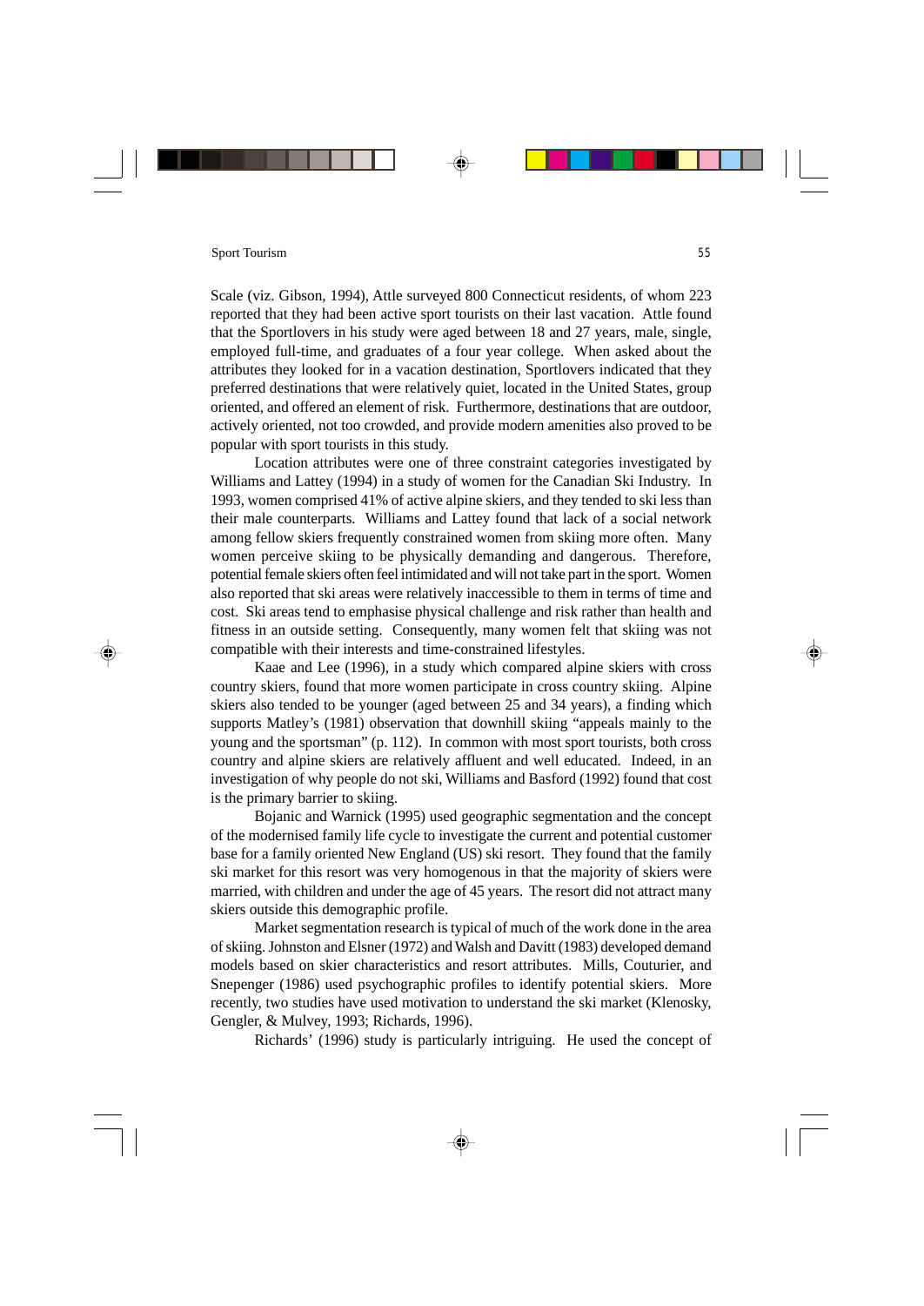Scale (viz. Gibson, 1994), Attle surveyed 800 Connecticut residents, of whom 223 reported that they had been active sport tourists on their last vacation. Attle found that the Sportlovers in his study were aged between 18 and 27 years, male, single, employed full-time, and graduates of a four year college. When asked about the attributes they looked for in a vacation destination, Sportlovers indicated that they preferred destinations that were relatively quiet, located in the United States, group oriented, and offered an element of risk. Furthermore, destinations that are outdoor, actively oriented, not too crowded, and provide modern amenities also proved to be popular with sport tourists in this study.

Location attributes were one of three constraint categories investigated by Williams and Lattey (1994) in a study of women for the Canadian Ski Industry. In 1993, women comprised 41% of active alpine skiers, and they tended to ski less than their male counterparts. Williams and Lattey found that lack of a social network among fellow skiers frequently constrained women from skiing more often. Many women perceive skiing to be physically demanding and dangerous. Therefore, potential female skiers often feel intimidated and will not take part in the sport. Women also reported that ski areas were relatively inaccessible to them in terms of time and cost. Ski areas tend to emphasise physical challenge and risk rather than health and fitness in an outside setting. Consequently, many women felt that skiing was not compatible with their interests and time-constrained lifestyles.

Kaae and Lee (1996), in a study which compared alpine skiers with cross country skiers, found that more women participate in cross country skiing. Alpine skiers also tended to be younger (aged between 25 and 34 years), a finding which supports Matley's (1981) observation that downhill skiing "appeals mainly to the young and the sportsman" (p. 112). In common with most sport tourists, both cross country and alpine skiers are relatively affluent and well educated. Indeed, in an investigation of why people do not ski, Williams and Basford (1992) found that cost is the primary barrier to skiing.

Bojanic and Warnick (1995) used geographic segmentation and the concept of the modernised family life cycle to investigate the current and potential customer base for a family oriented New England (US) ski resort. They found that the family ski market for this resort was very homogenous in that the majority of skiers were married, with children and under the age of 45 years. The resort did not attract many skiers outside this demographic profile.

Market segmentation research is typical of much of the work done in the area of skiing. Johnston and Elsner (1972) and Walsh and Davitt (1983) developed demand models based on skier characteristics and resort attributes. Mills, Couturier, and Snepenger (1986) used psychographic profiles to identify potential skiers. More recently, two studies have used motivation to understand the ski market (Klenosky, Gengler, & Mulvey, 1993; Richards, 1996).

Richards' (1996) study is particularly intriguing. He used the concept of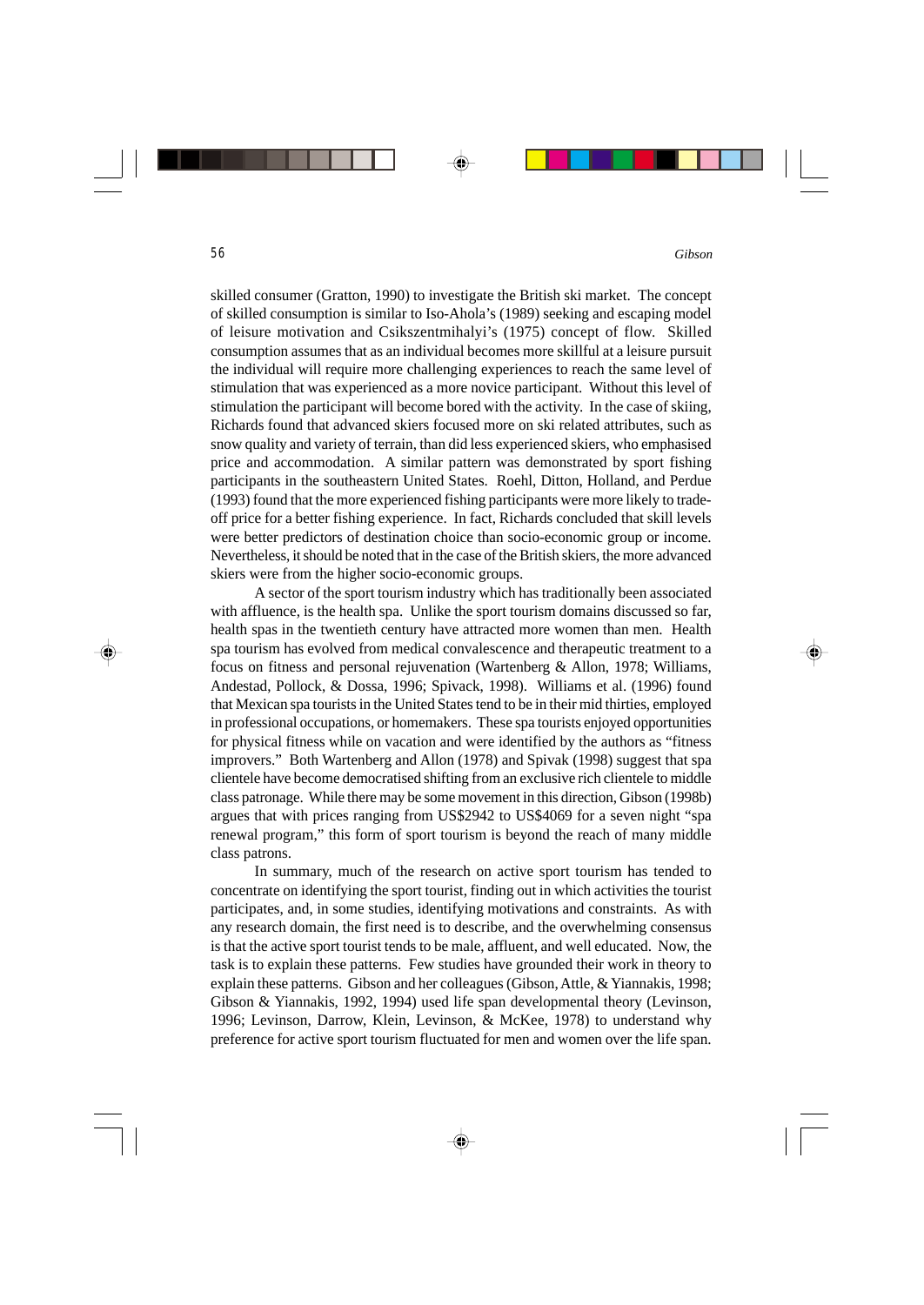skilled consumer (Gratton, 1990) to investigate the British ski market. The concept of skilled consumption is similar to Iso-Ahola's (1989) seeking and escaping model of leisure motivation and Csikszentmihalyi's (1975) concept of flow. Skilled consumption assumes that as an individual becomes more skillful at a leisure pursuit the individual will require more challenging experiences to reach the same level of stimulation that was experienced as a more novice participant. Without this level of stimulation the participant will become bored with the activity. In the case of skiing, Richards found that advanced skiers focused more on ski related attributes, such as snow quality and variety of terrain, than did less experienced skiers, who emphasised price and accommodation. A similar pattern was demonstrated by sport fishing participants in the southeastern United States. Roehl, Ditton, Holland, and Perdue (1993) found that the more experienced fishing participants were more likely to trade-off price for a better fishing experience. In fact, Richards concluded that skill levels were better predictors of destination choice than socio-economic group or income. Nevertheless, it should be noted that in the case of the British skiers, the more advanced skiers were from the higher socio-economic groups.

A sector of the sport tourism industry which has traditionally been associated with affluence, is the health spa. Unlike the sport tourism domains discussed so far, health spas in the twentieth century have attracted more women than men. Health spa tourism has evolved from medical convalescence and therapeutic treatment to a focus on fitness and personal rejuvenation (Wartenberg & Allon, 1978; Williams, Andestad, Pollock, & Dossa, 1996; Spivack, 1998). Williams et al. (1996) found that Mexican spa tourists in the United States tend to be in their mid thirties, employed in professional occupations, or homemakers. These spa tourists enjoyed opportunities for physical fitness while on vacation and were identified by the authors as "fitness improvers." Both Wartenberg and Allon (1978) and Spivak (1998) suggest that spa clientele have become democratised shifting from an exclusive rich clientele to middle class patronage. While there may be some movement in this direction, Gibson (1998b) argues that with prices ranging from US$2942 to US$4069 for a seven night "spa renewal program," this form of sport tourism is beyond the reach of many middle class patrons.

In summary, much of the research on active sport tourism has tended to concentrate on identifying the sport tourist, finding out in which activities the tourist participates, and, in some studies, identifying motivations and constraints. As with any research domain, the first need is to describe, and the overwhelming consensus is that the active sport tourist tends to be male, affluent, and well educated. Now, the task is to explain these patterns. Few studies have grounded their work in theory to explain these patterns. Gibson and her colleagues (Gibson, Attle, & Yiannakis, 1998; Gibson & Yiannakis, 1992, 1994) used life span developmental theory (Levinson, 1996; Levinson, Darrow, Klein, Levinson, & McKee, 1978) to understand why preference for active sport tourism fluctuated for men and women over the life span.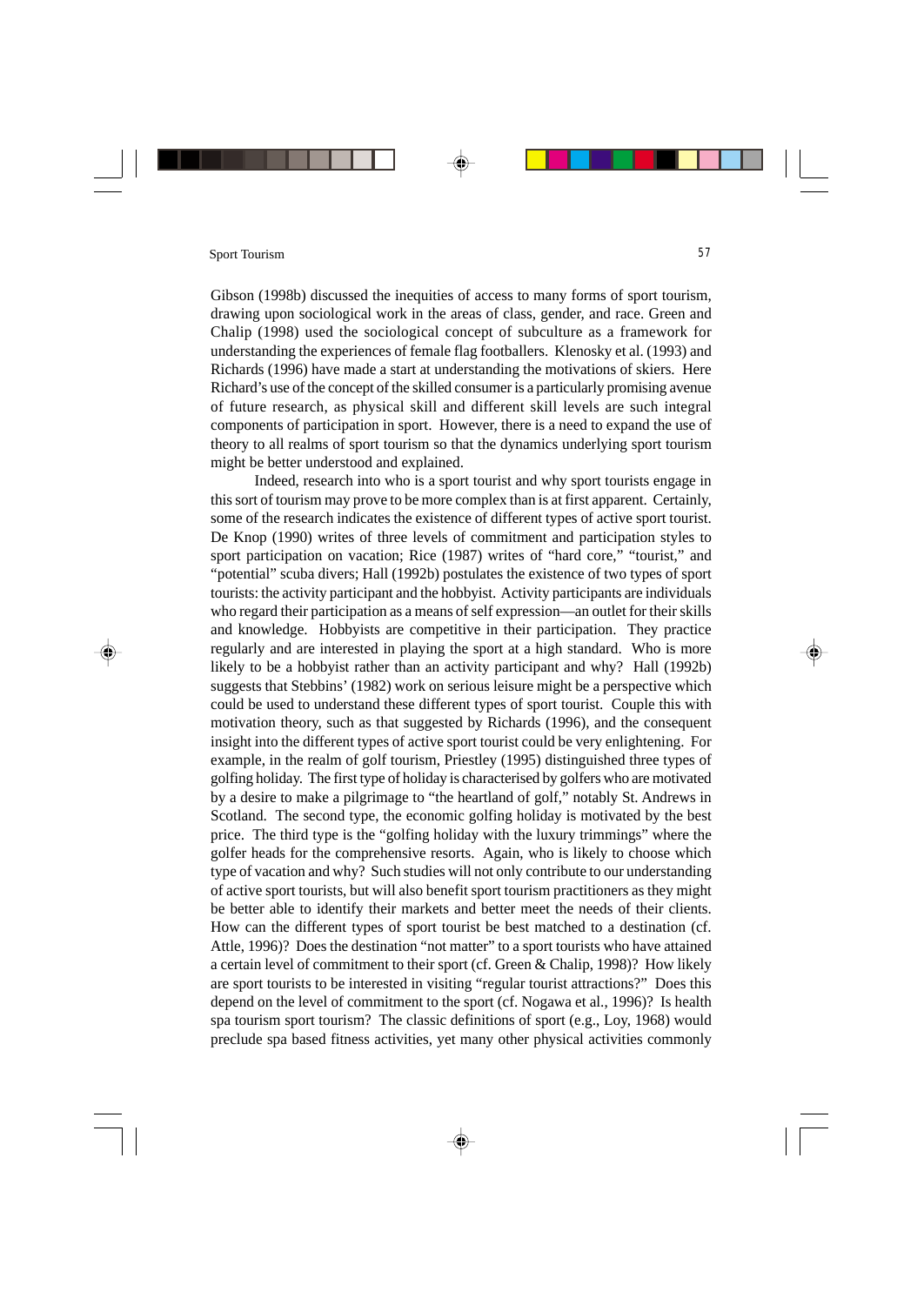Gibson (1998b) discussed the inequities of access to many forms of sport tourism, drawing upon sociological work in the areas of class, gender, and race. Green and Chalip (1998) used the sociological concept of subculture as a framework for understanding the experiences of female flag footballers. Klenosky et al. (1993) and Richards (1996) have made a start at understanding the motivations of skiers. Here Richard's use of the concept of the skilled consumer is a particularly promising avenue of future research, as physical skill and different skill levels are such integral components of participation in sport. However, there is a need to expand the use of theory to all realms of sport tourism so that the dynamics underlying sport tourism might be better understood and explained.

Indeed, research into who is a sport tourist and why sport tourists engage in this sort of tourism may prove to be more complex than is at first apparent. Certainly, some of the research indicates the existence of different types of active sport tourist. De Knop (1990) writes of three levels of commitment and participation styles to sport participation on vacation; Rice (1987) writes of "hard core," "tourist," and "potential" scuba divers; Hall (1992b) postulates the existence of two types of sport tourists: the activity participant and the hobbyist. Activity participants are individuals who regard their participation as a means of self expression—an outlet for their skills and knowledge. Hobbyists are competitive in their participation. They practice regularly and are interested in playing the sport at a high standard. Who is more likely to be a hobbyist rather than an activity participant and why? Hall (1992b) suggests that Stebbins' (1982) work on serious leisure might be a perspective which could be used to understand these different types of sport tourist. Couple this with motivation theory, such as that suggested by Richards (1996), and the consequent insight into the different types of active sport tourist could be very enlightening. For example, in the realm of golf tourism, Priestley (1995) distinguished three types of golfing holiday. The first type of holiday is characterised by golfers who are motivated by a desire to make a pilgrimage to "the heartland of golf," notably St. Andrews in Scotland. The second type, the economic golfing holiday is motivated by the best price. The third type is the "golfing holiday with the luxury trimmings" where the golfer heads for the comprehensive resorts. Again, who is likely to choose which type of vacation and why? Such studies will not only contribute to our understanding of active sport tourists, but will also benefit sport tourism practitioners as they might be better able to identify their markets and better meet the needs of their clients. How can the different types of sport tourist be best matched to a destination (cf. Attle, 1996)? Does the destination "not matter" to a sport tourists who have attained a certain level of commitment to their sport (cf. Green & Chalip, 1998)? How likely are sport tourists to be interested in visiting "regular tourist attractions?" Does this depend on the level of commitment to the sport (cf. Nogawa et al., 1996)? Is health spa tourism sport tourism? The classic definitions of sport (e.g., Loy, 1968) would preclude spa based fitness activities, yet many other physical activities commonly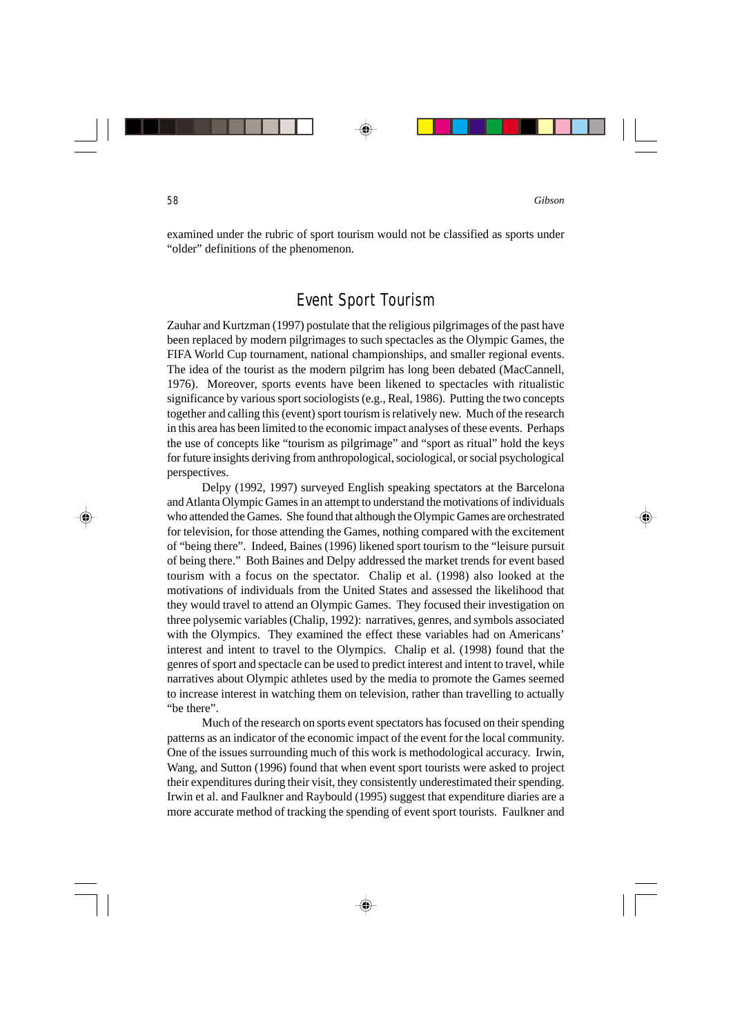examined under the rubric of sport tourism would not be classified as sports under "older" definitions of the phenomenon.

## Event Sport Tourism

Zauhar and Kurtzman (1997) postulate that the religious pilgrimages of the past have been replaced by modern pilgrimages to such spectacles as the Olympic Games, the FIFA World Cup tournament, national championships, and smaller regional events. The idea of the tourist as the modern pilgrim has long been debated (MacCannell, 1976). Moreover, sports events have been likened to spectacles with ritualistic significance by various sport sociologists (e.g., Real, 1986). Putting the two concepts together and calling this (event) sport tourism is relatively new. Much of the research in this area has been limited to the economic impact analyses of these events. Perhaps the use of concepts like "tourism as pilgrimage" and "sport as ritual" hold the keys for future insights deriving from anthropological, sociological, or social psychological perspectives.

Delpy (1992, 1997) surveyed English speaking spectators at the Barcelona and Atlanta Olympic Games in an attempt to understand the motivations of individuals who attended the Games. She found that although the Olympic Games are orchestrated for television, for those attending the Games, nothing compared with the excitement of "being there". Indeed, Baines (1996) likened sport tourism to the "leisure pursuit of being there." Both Baines and Delpy addressed the market trends for event based tourism with a focus on the spectator. Chalip et al. (1998) also looked at the motivations of individuals from the United States and assessed the likelihood that they would travel to attend an Olympic Games. They focused their investigation on three polysemic variables (Chalip, 1992): narratives, genres, and symbols associated with the Olympics. They examined the effect these variables had on Americans' interest and intent to travel to the Olympics. Chalip et al. (1998) found that the genres of sport and spectacle can be used to predict interest and intent to travel, while narratives about Olympic athletes used by the media to promote the Games seemed to increase interest in watching them on television, rather than travelling to actually "be there".

Much of the research on sports event spectators has focused on their spending patterns as an indicator of the economic impact of the event for the local community. One of the issues surrounding much of this work is methodological accuracy. Irwin, Wang, and Sutton (1996) found that when event sport tourists were asked to project their expenditures during their visit, they consistently underestimated their spending. Irwin et al. and Faulkner and Raybould (1995) suggest that expenditure diaries are a more accurate method of tracking the spending of event sport tourists. Faulkner and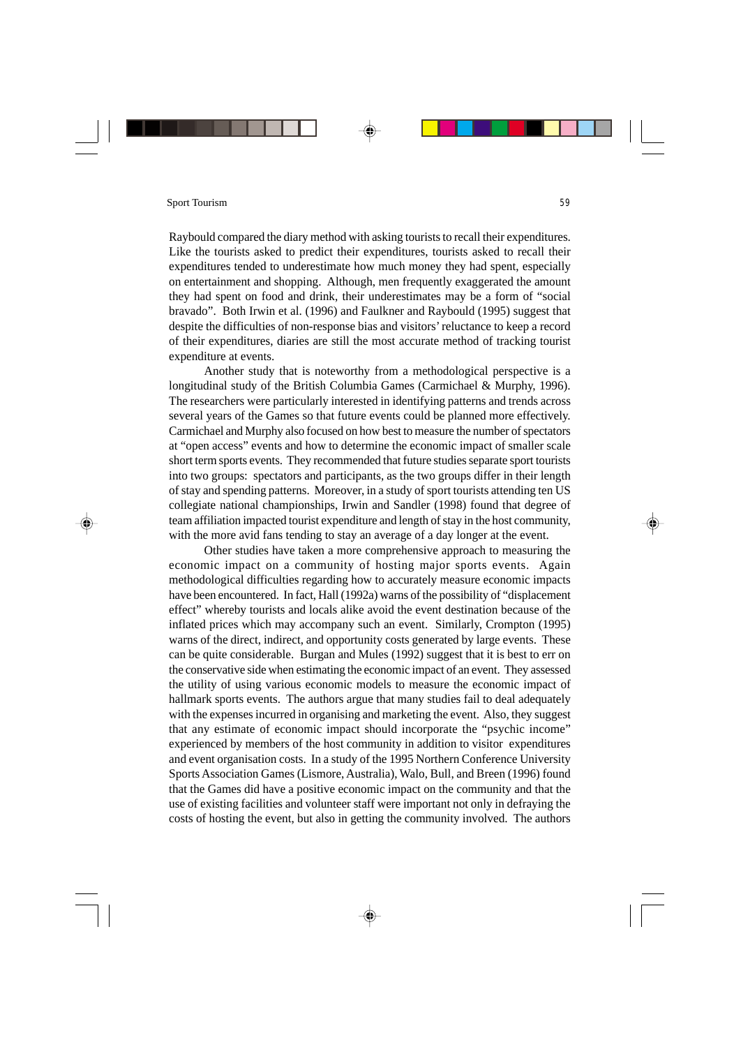Raybould compared the diary method with asking tourists to recall their expenditures. Like the tourists asked to predict their expenditures, tourists asked to recall their expenditures tended to underestimate how much money they had spent, especially on entertainment and shopping. Although, men frequently exaggerated the amount they had spent on food and drink, their underestimates may be a form of "social bravado". Both Irwin et al. (1996) and Faulkner and Raybould (1995) suggest that despite the difficulties of non-response bias and visitors' reluctance to keep a record of their expenditures, diaries are still the most accurate method of tracking tourist expenditure at events.

Another study that is noteworthy from a methodological perspective is a longitudinal study of the British Columbia Games (Carmichael & Murphy, 1996). The researchers were particularly interested in identifying patterns and trends across several years of the Games so that future events could be planned more effectively. Carmichael and Murphy also focused on how best to measure the number of spectators at "open access" events and how to determine the economic impact of smaller scale short term sports events. They recommended that future studies separate sport tourists into two groups: spectators and participants, as the two groups differ in their length of stay and spending patterns. Moreover, in a study of sport tourists attending ten US collegiate national championships, Irwin and Sandler (1998) found that degree of team affiliation impacted tourist expenditure and length of stay in the host community, with the more avid fans tending to stay an average of a day longer at the event.

Other studies have taken a more comprehensive approach to measuring the economic impact on a community of hosting major sports events. Again methodological difficulties regarding how to accurately measure economic impacts have been encountered. In fact, Hall (1992a) warns of the possibility of "displacement effect" whereby tourists and locals alike avoid the event destination because of the inflated prices which may accompany such an event. Similarly, Crompton (1995) warns of the direct, indirect, and opportunity costs generated by large events. These can be quite considerable. Burgan and Mules (1992) suggest that it is best to err on the conservative side when estimating the economic impact of an event. They assessed the utility of using various economic models to measure the economic impact of hallmark sports events. The authors argue that many studies fail to deal adequately with the expenses incurred in organising and marketing the event. Also, they suggest that any estimate of economic impact should incorporate the "psychic income" experienced by members of the host community in addition to visitor expenditures and event organisation costs. In a study of the 1995 Northern Conference University Sports Association Games (Lismore, Australia), Walo, Bull, and Breen (1996) found that the Games did have a positive economic impact on the community and that the use of existing facilities and volunteer staff were important not only in defraying the costs of hosting the event, but also in getting the community involved. The authors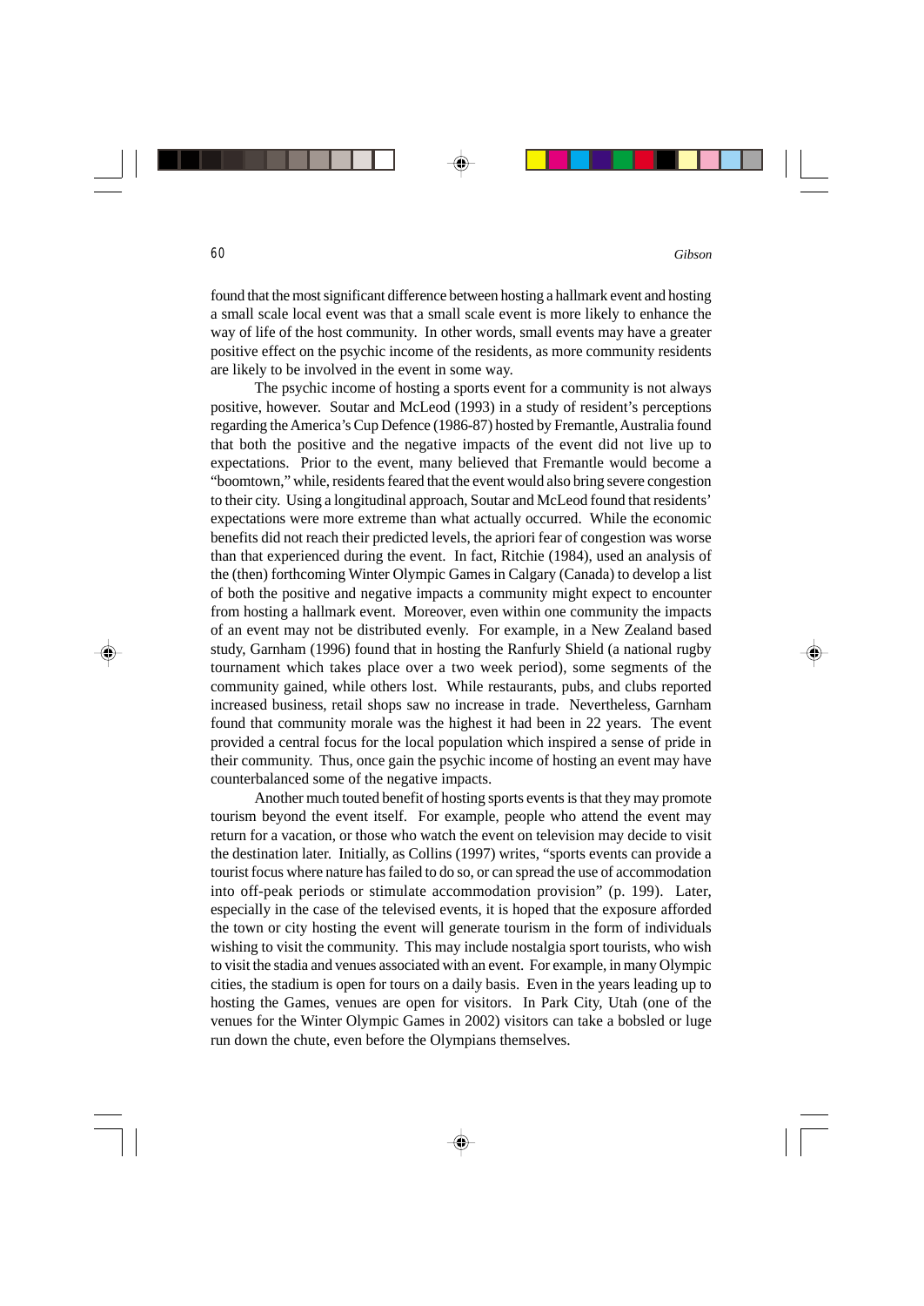found that the most significant difference between hosting a hallmark event and hosting a small scale local event was that a small scale event is more likely to enhance the way of life of the host community. In other words, small events may have a greater positive effect on the psychic income of the residents, as more community residents are likely to be involved in the event in some way.

The psychic income of hosting a sports event for a community is not always positive, however. Soutar and McLeod (1993) in a study of resident's perceptions regarding the America's Cup Defence (1986-87) hosted by Fremantle, Australia found that both the positive and the negative impacts of the event did not live up to expectations. Prior to the event, many believed that Fremantle would become a "boomtown," while, residents feared that the event would also bring severe congestion to their city. Using a longitudinal approach, Soutar and McLeod found that residents' expectations were more extreme than what actually occurred. While the economic benefits did not reach their predicted levels, the apriori fear of congestion was worse than that experienced during the event. In fact, Ritchie (1984), used an analysis of the (then) forthcoming Winter Olympic Games in Calgary (Canada) to develop a list of both the positive and negative impacts a community might expect to encounter from hosting a hallmark event. Moreover, even within one community the impacts of an event may not be distributed evenly. For example, in a New Zealand based study, Garnham (1996) found that in hosting the Ranfurly Shield (a national rugby tournament which takes place over a two week period), some segments of the community gained, while others lost. While restaurants, pubs, and clubs reported increased business, retail shops saw no increase in trade. Nevertheless, Garnham found that community morale was the highest it had been in 22 years. The event provided a central focus for the local population which inspired a sense of pride in their community. Thus, once gain the psychic income of hosting an event may have counterbalanced some of the negative impacts.

Another much touted benefit of hosting sports events is that they may promote tourism beyond the event itself. For example, people who attend the event may return for a vacation, or those who watch the event on television may decide to visit the destination later. Initially, as Collins (1997) writes, "sports events can provide a tourist focus where nature has failed to do so, or can spread the use of accommodation into off-peak periods or stimulate accommodation provision" (p. 199). Later, especially in the case of the televised events, it is hoped that the exposure afforded the town or city hosting the event will generate tourism in the form of individuals wishing to visit the community. This may include nostalgia sport tourists, who wish to visit the stadia and venues associated with an event. For example, in many Olympic cities, the stadium is open for tours on a daily basis. Even in the years leading up to hosting the Games, venues are open for visitors. In Park City, Utah (one of the venues for the Winter Olympic Games in 2002) visitors can take a bobsled or luge run down the chute, even before the Olympians themselves.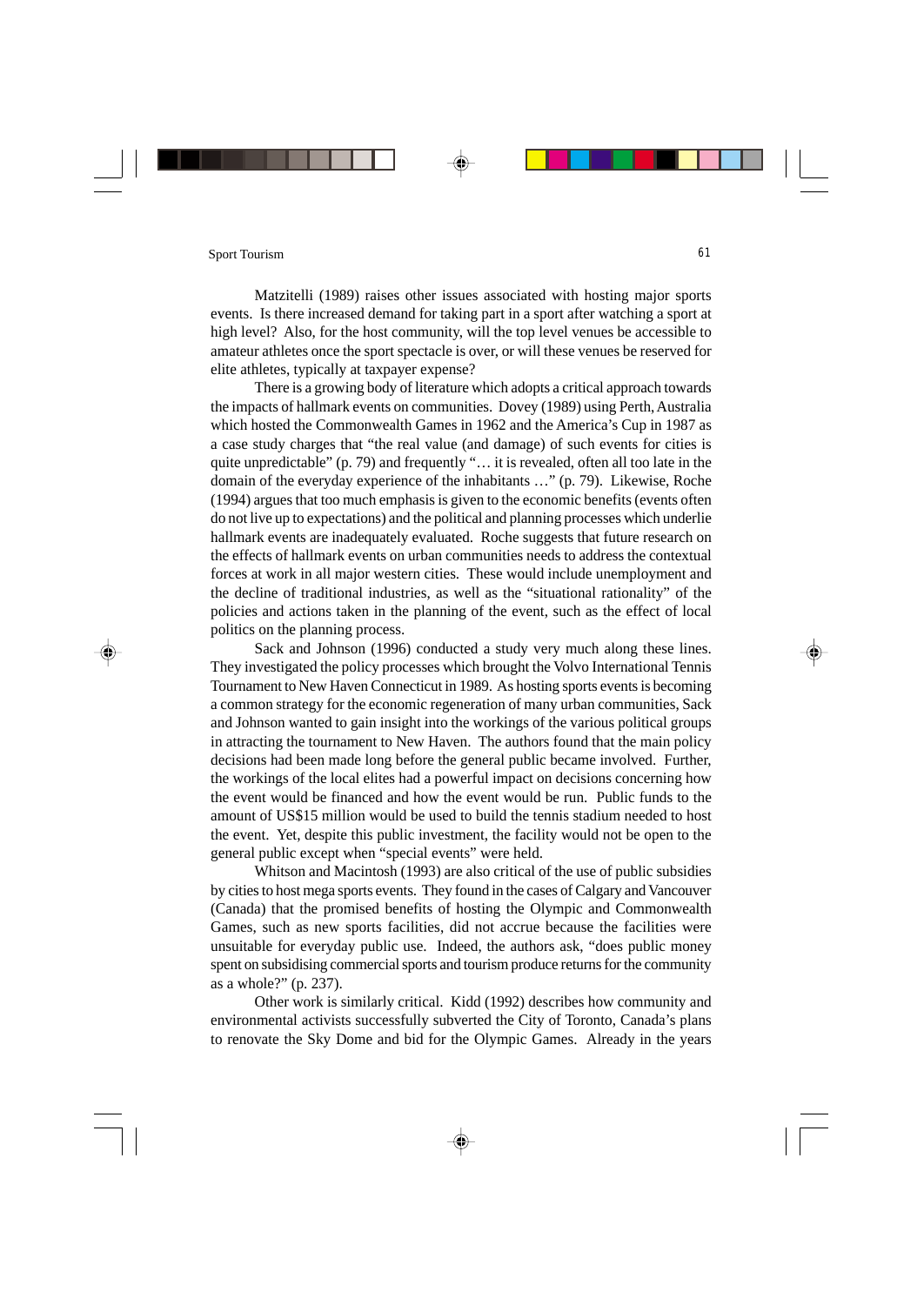Matzitelli (1989) raises other issues associated with hosting major sports events. Is there increased demand for taking part in a sport after watching a sport at high level? Also, for the host community, will the top level venues be accessible to amateur athletes once the sport spectacle is over, or will these venues be reserved for elite athletes, typically at taxpayer expense?

There is a growing body of literature which adopts a critical approach towards the impacts of hallmark events on communities. Dovey (1989) using Perth, Australia which hosted the Commonwealth Games in 1962 and the America's Cup in 1987 as a case study charges that "the real value (and damage) of such events for cities is quite unpredictable" (p. 79) and frequently "… it is revealed, often all too late in the domain of the everyday experience of the inhabitants …" (p. 79). Likewise, Roche (1994) argues that too much emphasis is given to the economic benefits (events often do not live up to expectations) and the political and planning processes which underlie hallmark events are inadequately evaluated. Roche suggests that future research on the effects of hallmark events on urban communities needs to address the contextual forces at work in all major western cities. These would include unemployment and the decline of traditional industries, as well as the "situational rationality" of the policies and actions taken in the planning of the event, such as the effect of local politics on the planning process.

Sack and Johnson (1996) conducted a study very much along these lines. They investigated the policy processes which brought the Volvo International Tennis Tournament to New Haven Connecticut in 1989. As hosting sports events is becoming a common strategy for the economic regeneration of many urban communities, Sack and Johnson wanted to gain insight into the workings of the various political groups in attracting the tournament to New Haven. The authors found that the main policy decisions had been made long before the general public became involved. Further, the workings of the local elites had a powerful impact on decisions concerning how the event would be financed and how the event would be run. Public funds to the amount of US$15 million would be used to build the tennis stadium needed to host the event. Yet, despite this public investment, the facility would not be open to the general public except when "special events" were held.

Whitson and Macintosh (1993) are also critical of the use of public subsidies by cities to host mega sports events. They found in the cases of Calgary and Vancouver (Canada) that the promised benefits of hosting the Olympic and Commonwealth Games, such as new sports facilities, did not accrue because the facilities were unsuitable for everyday public use. Indeed, the authors ask, "does public money spent on subsidising commercial sports and tourism produce returns for the community as a whole?" (p. 237).

Other work is similarly critical. Kidd (1992) describes how community and environmental activists successfully subverted the City of Toronto, Canada's plans to renovate the Sky Dome and bid for the Olympic Games. Already in the years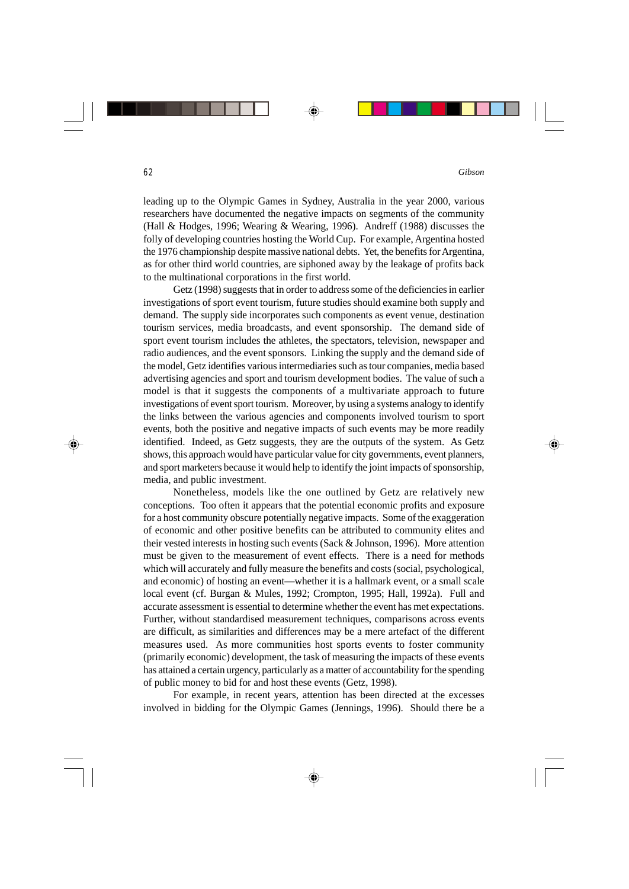leading up to the Olympic Games in Sydney, Australia in the year 2000, various researchers have documented the negative impacts on segments of the community (Hall & Hodges, 1996; Wearing & Wearing, 1996). Andreff (1988) discusses the folly of developing countries hosting the World Cup. For example, Argentina hosted the 1976 championship despite massive national debts. Yet, the benefits for Argentina, as for other third world countries, are siphoned away by the leakage of profits back to the multinational corporations in the first world.

Getz (1998) suggests that in order to address some of the deficiencies in earlier investigations of sport event tourism, future studies should examine both supply and demand. The supply side incorporates such components as event venue, destination tourism services, media broadcasts, and event sponsorship. The demand side of sport event tourism includes the athletes, the spectators, television, newspaper and radio audiences, and the event sponsors. Linking the supply and the demand side of the model, Getz identifies various intermediaries such as tour companies, media based advertising agencies and sport and tourism development bodies. The value of such a model is that it suggests the components of a multivariate approach to future investigations of event sport tourism. Moreover, by using a systems analogy to identify the links between the various agencies and components involved tourism to sport events, both the positive and negative impacts of such events may be more readily identified. Indeed, as Getz suggests, they are the outputs of the system. As Getz shows, this approach would have particular value for city governments, event planners, and sport marketers because it would help to identify the joint impacts of sponsorship, media, and public investment.

Nonetheless, models like the one outlined by Getz are relatively new conceptions. Too often it appears that the potential economic profits and exposure for a host community obscure potentially negative impacts. Some of the exaggeration of economic and other positive benefits can be attributed to community elites and their vested interests in hosting such events (Sack & Johnson, 1996). More attention must be given to the measurement of event effects. There is a need for methods which will accurately and fully measure the benefits and costs (social, psychological, and economic) of hosting an event—whether it is a hallmark event, or a small scale local event (cf. Burgan & Mules, 1992; Crompton, 1995; Hall, 1992a). Full and accurate assessment is essential to determine whether the event has met expectations. Further, without standardised measurement techniques, comparisons across events are difficult, as similarities and differences may be a mere artefact of the different measures used. As more communities host sports events to foster community (primarily economic) development, the task of measuring the impacts of these events has attained a certain urgency, particularly as a matter of accountability for the spending of public money to bid for and host these events (Getz, 1998).

For example, in recent years, attention has been directed at the excesses involved in bidding for the Olympic Games (Jennings, 1996). Should there be a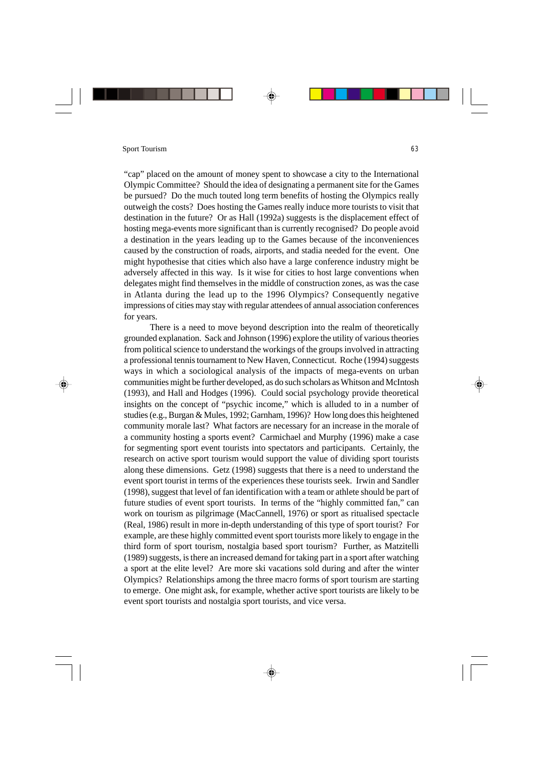"cap" placed on the amount of money spent to showcase a city to the International Olympic Committee? Should the idea of designating a permanent site for the Games be pursued? Do the much touted long term benefits of hosting the Olympics really outweigh the costs? Does hosting the Games really induce more tourists to visit that destination in the future? Or as Hall (1992a) suggests is the displacement effect of hosting mega-events more significant than is currently recognised? Do people avoid a destination in the years leading up to the Games because of the inconveniences caused by the construction of roads, airports, and stadia needed for the event. One might hypothesise that cities which also have a large conference industry might be adversely affected in this way. Is it wise for cities to host large conventions when delegates might find themselves in the middle of construction zones, as was the case in Atlanta during the lead up to the 1996 Olympics? Consequently negative impressions of cities may stay with regular attendees of annual association conferences for years.

There is a need to move beyond description into the realm of theoretically grounded explanation. Sack and Johnson (1996) explore the utility of various theories from political science to understand the workings of the groups involved in attracting a professional tennis tournament to New Haven, Connecticut. Roche (1994) suggests ways in which a sociological analysis of the impacts of mega-events on urban communities might be further developed, as do such scholars as Whitson and McIntosh (1993), and Hall and Hodges (1996). Could social psychology provide theoretical insights on the concept of "psychic income," which is alluded to in a number of studies (e.g., Burgan & Mules, 1992; Garnham, 1996)? How long does this heightened community morale last? What factors are necessary for an increase in the morale of a community hosting a sports event? Carmichael and Murphy (1996) make a case for segmenting sport event tourists into spectators and participants. Certainly, the research on active sport tourism would support the value of dividing sport tourists along these dimensions. Getz (1998) suggests that there is a need to understand the event sport tourist in terms of the experiences these tourists seek. Irwin and Sandler (1998), suggest that level of fan identification with a team or athlete should be part of future studies of event sport tourists. In terms of the "highly committed fan," can work on tourism as pilgrimage (MacCannell, 1976) or sport as ritualised spectacle (Real, 1986) result in more in-depth understanding of this type of sport tourist? For example, are these highly committed event sport tourists more likely to engage in the third form of sport tourism, nostalgia based sport tourism? Further, as Matzitelli (1989) suggests, is there an increased demand for taking part in a sport after watching a sport at the elite level? Are more ski vacations sold during and after the winter Olympics? Relationships among the three macro forms of sport tourism are starting to emerge. One might ask, for example, whether active sport tourists are likely to be event sport tourists and nostalgia sport tourists, and vice versa.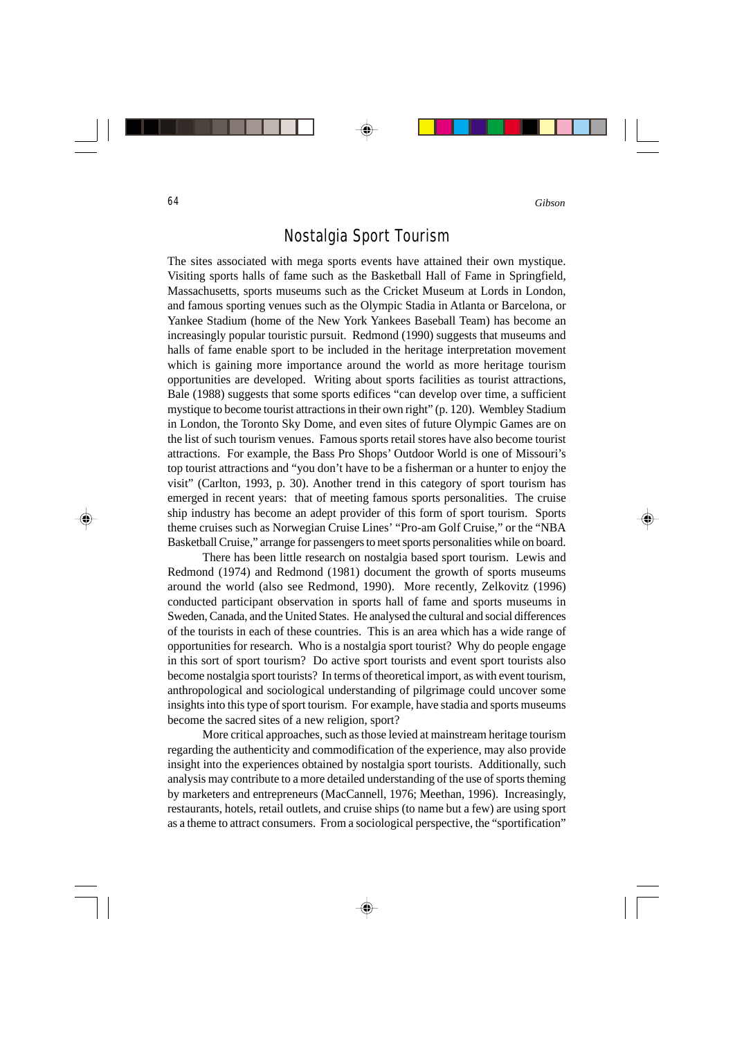## Nostalgia Sport Tourism

The sites associated with mega sports events have attained their own mystique. Visiting sports halls of fame such as the Basketball Hall of Fame in Springfield, Massachusetts, sports museums such as the Cricket Museum at Lords in London, and famous sporting venues such as the Olympic Stadia in Atlanta or Barcelona, or Yankee Stadium (home of the New York Yankees Baseball Team) has become an increasingly popular touristic pursuit. Redmond (1990) suggests that museums and halls of fame enable sport to be included in the heritage interpretation movement which is gaining more importance around the world as more heritage tourism opportunities are developed. Writing about sports facilities as tourist attractions, Bale (1988) suggests that some sports edifices "can develop over time, a sufficient mystique to become tourist attractions in their own right" (p. 120). Wembley Stadium in London, the Toronto Sky Dome, and even sites of future Olympic Games are on the list of such tourism venues. Famous sports retail stores have also become tourist attractions. For example, the Bass Pro Shops' Outdoor World is one of Missouri's top tourist attractions and "you don't have to be a fisherman or a hunter to enjoy the visit" (Carlton, 1993, p. 30). Another trend in this category of sport tourism has emerged in recent years: that of meeting famous sports personalities. The cruise ship industry has become an adept provider of this form of sport tourism. Sports theme cruises such as Norwegian Cruise Lines' "Pro-am Golf Cruise," or the "NBA Basketball Cruise," arrange for passengers to meet sports personalities while on board.

There has been little research on nostalgia based sport tourism. Lewis and Redmond (1974) and Redmond (1981) document the growth of sports museums around the world (also see Redmond, 1990). More recently, Zelkovitz (1996) conducted participant observation in sports hall of fame and sports museums in Sweden, Canada, and the United States. He analysed the cultural and social differences of the tourists in each of these countries. This is an area which has a wide range of opportunities for research. Who is a nostalgia sport tourist? Why do people engage in this sort of sport tourism? Do active sport tourists and event sport tourists also become nostalgia sport tourists? In terms of theoretical import, as with event tourism, anthropological and sociological understanding of pilgrimage could uncover some insights into this type of sport tourism. For example, have stadia and sports museums become the sacred sites of a new religion, sport?

More critical approaches, such as those levied at mainstream heritage tourism regarding the authenticity and commodification of the experience, may also provide insight into the experiences obtained by nostalgia sport tourists. Additionally, such analysis may contribute to a more detailed understanding of the use of sports theming by marketers and entrepreneurs (MacCannell, 1976; Meethan, 1996). Increasingly, restaurants, hotels, retail outlets, and cruise ships (to name but a few) are using sport as a theme to attract consumers. From a sociological perspective, the "sportification"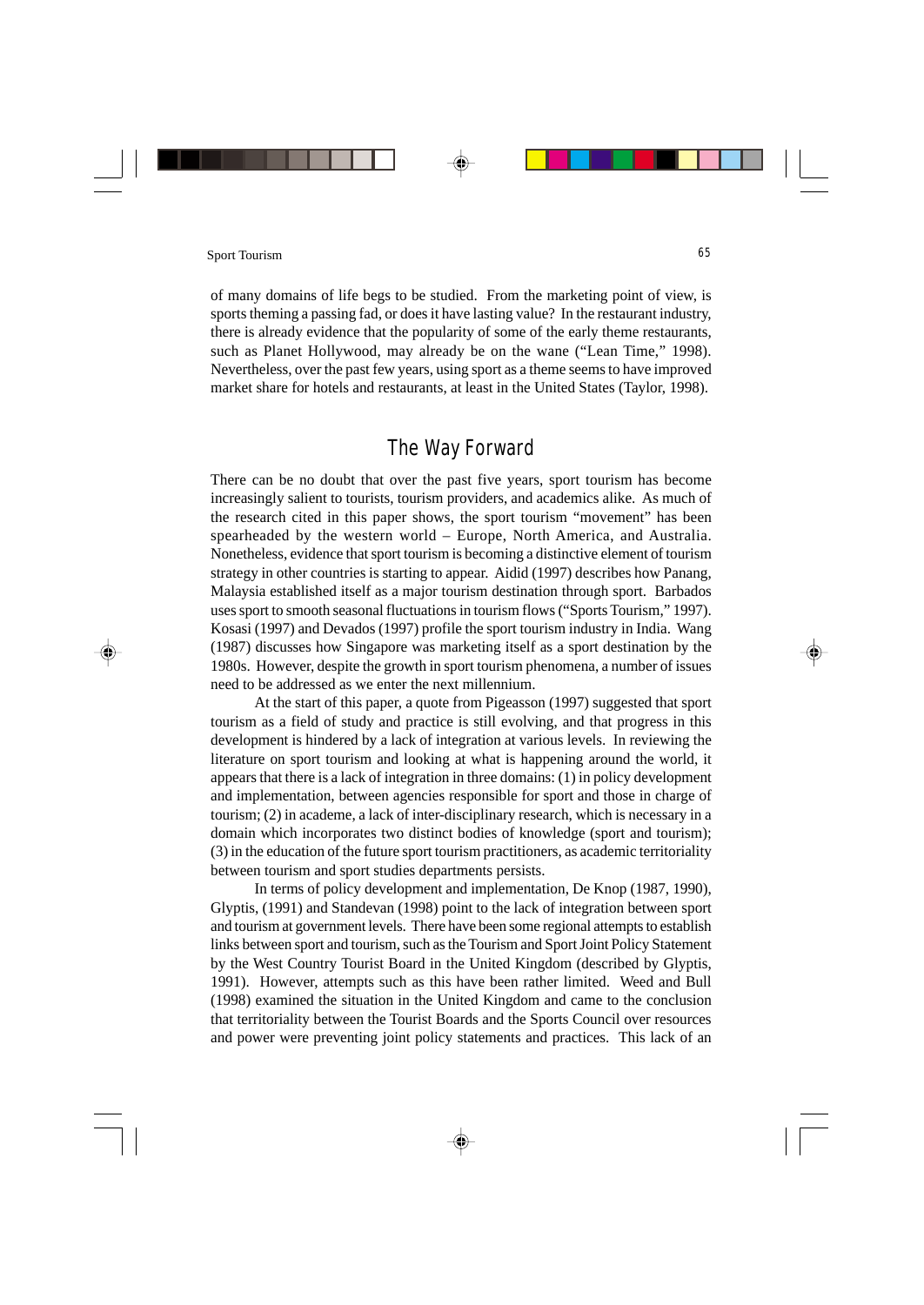of many domains of life begs to be studied. From the marketing point of view, is sports theming a passing fad, or does it have lasting value? In the restaurant industry, there is already evidence that the popularity of some of the early theme restaurants, such as Planet Hollywood, may already be on the wane ("Lean Time," 1998). Nevertheless, over the past few years, using sport as a theme seems to have improved market share for hotels and restaurants, at least in the United States (Taylor, 1998).

## The Way Forward

There can be no doubt that over the past five years, sport tourism has become increasingly salient to tourists, tourism providers, and academics alike. As much of the research cited in this paper shows, the sport tourism "movement" has been spearheaded by the western world – Europe, North America, and Australia. Nonetheless, evidence that sport tourism is becoming a distinctive element of tourism strategy in other countries is starting to appear. Aidid (1997) describes how Panang, Malaysia established itself as a major tourism destination through sport. Barbados uses sport to smooth seasonal fluctuations in tourism flows ("Sports Tourism," 1997). Kosasi (1997) and Devados (1997) profile the sport tourism industry in India. Wang (1987) discusses how Singapore was marketing itself as a sport destination by the 1980s. However, despite the growth in sport tourism phenomena, a number of issues need to be addressed as we enter the next millennium.

At the start of this paper, a quote from Pigeasson (1997) suggested that sport tourism as a field of study and practice is still evolving, and that progress in this development is hindered by a lack of integration at various levels. In reviewing the literature on sport tourism and looking at what is happening around the world, it appears that there is a lack of integration in three domains: (1) in policy development and implementation, between agencies responsible for sport and those in charge of tourism; (2) in academe, a lack of inter-disciplinary research, which is necessary in a domain which incorporates two distinct bodies of knowledge (sport and tourism); (3) in the education of the future sport tourism practitioners, as academic territoriality between tourism and sport studies departments persists.

In terms of policy development and implementation, De Knop (1987, 1990), Glyptis, (1991) and Standevan (1998) point to the lack of integration between sport and tourism at government levels. There have been some regional attempts to establish links between sport and tourism, such as the Tourism and Sport Joint Policy Statement by the West Country Tourist Board in the United Kingdom (described by Glyptis, 1991). However, attempts such as this have been rather limited. Weed and Bull (1998) examined the situation in the United Kingdom and came to the conclusion that territoriality between the Tourist Boards and the Sports Council over resources and power were preventing joint policy statements and practices. This lack of an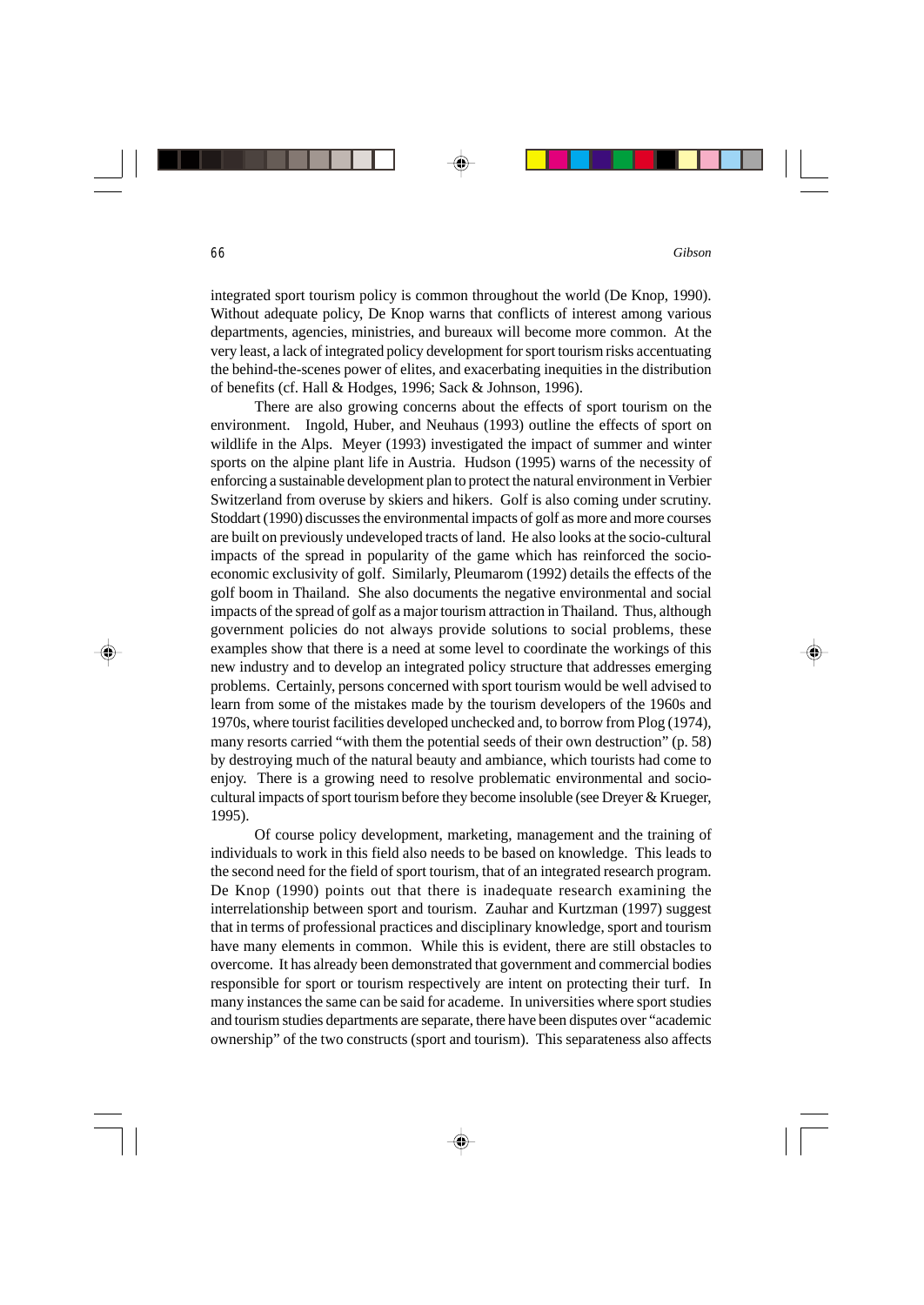integrated sport tourism policy is common throughout the world (De Knop, 1990). Without adequate policy, De Knop warns that conflicts of interest among various departments, agencies, ministries, and bureaux will become more common. At the very least, a lack of integrated policy development for sport tourism risks accentuating the behind-the-scenes power of elites, and exacerbating inequities in the distribution of benefits (cf. Hall & Hodges, 1996; Sack & Johnson, 1996).

There are also growing concerns about the effects of sport tourism on the environment. Ingold, Huber, and Neuhaus (1993) outline the effects of sport on wildlife in the Alps. Meyer (1993) investigated the impact of summer and winter sports on the alpine plant life in Austria. Hudson (1995) warns of the necessity of enforcing a sustainable development plan to protect the natural environment in Verbier Switzerland from overuse by skiers and hikers. Golf is also coming under scrutiny. Stoddart (1990) discusses the environmental impacts of golf as more and more courses are built on previously undeveloped tracts of land. He also looks at the socio-cultural impacts of the spread in popularity of the game which has reinforced the socio-economic exclusivity of golf. Similarly, Pleumarom (1992) details the effects of the golf boom in Thailand. She also documents the negative environmental and social impacts of the spread of golf as a major tourism attraction in Thailand. Thus, although government policies do not always provide solutions to social problems, these examples show that there is a need at some level to coordinate the workings of this new industry and to develop an integrated policy structure that addresses emerging problems. Certainly, persons concerned with sport tourism would be well advised to learn from some of the mistakes made by the tourism developers of the 1960s and 1970s, where tourist facilities developed unchecked and, to borrow from Plog (1974), many resorts carried "with them the potential seeds of their own destruction" (p. 58) by destroying much of the natural beauty and ambiance, which tourists had come to enjoy. There is a growing need to resolve problematic environmental and socio-cultural impacts of sport tourism before they become insoluble (see Dreyer & Krueger, 1995).

Of course policy development, marketing, management and the training of individuals to work in this field also needs to be based on knowledge. This leads to the second need for the field of sport tourism, that of an integrated research program. De Knop (1990) points out that there is inadequate research examining the interrelationship between sport and tourism. Zauhar and Kurtzman (1997) suggest that in terms of professional practices and disciplinary knowledge, sport and tourism have many elements in common. While this is evident, there are still obstacles to overcome. It has already been demonstrated that government and commercial bodies responsible for sport or tourism respectively are intent on protecting their turf. In many instances the same can be said for academe. In universities where sport studies and tourism studies departments are separate, there have been disputes over "academic ownership" of the two constructs (sport and tourism). This separateness also affects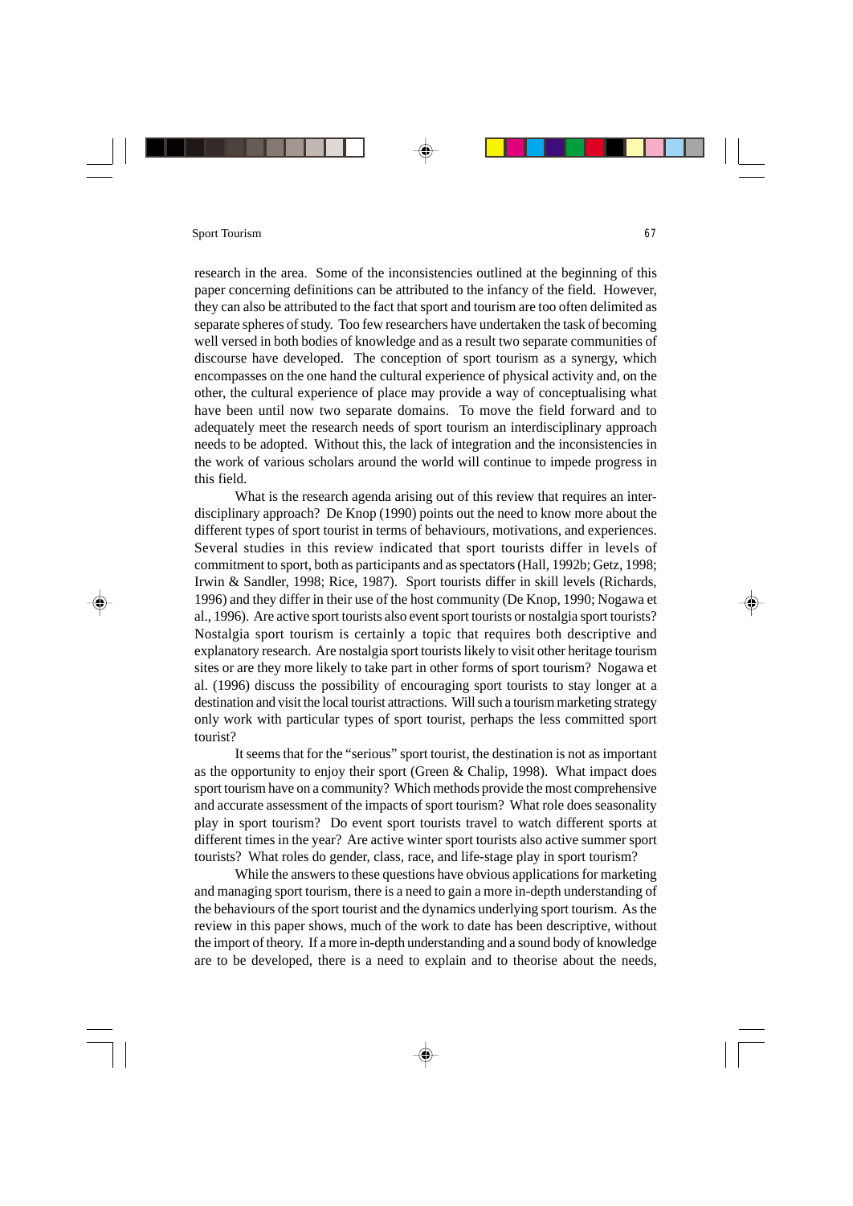research in the area. Some of the inconsistencies outlined at the beginning of this paper concerning definitions can be attributed to the infancy of the field. However, they can also be attributed to the fact that sport and tourism are too often delimited as separate spheres of study. Too few researchers have undertaken the task of becoming well versed in both bodies of knowledge and as a result two separate communities of discourse have developed. The conception of sport tourism as a synergy, which encompasses on the one hand the cultural experience of physical activity and, on the other, the cultural experience of place may provide a way of conceptualising what have been until now two separate domains. To move the field forward and to adequately meet the research needs of sport tourism an interdisciplinary approach needs to be adopted. Without this, the lack of integration and the inconsistencies in the work of various scholars around the world will continue to impede progress in this field.

What is the research agenda arising out of this review that requires an inter-disciplinary approach? De Knop (1990) points out the need to know more about the different types of sport tourist in terms of behaviours, motivations, and experiences. Several studies in this review indicated that sport tourists differ in levels of commitment to sport, both as participants and as spectators (Hall, 1992b; Getz, 1998; Irwin & Sandler, 1998; Rice, 1987). Sport tourists differ in skill levels (Richards, 1996) and they differ in their use of the host community (De Knop, 1990; Nogawa et al., 1996). Are active sport tourists also event sport tourists or nostalgia sport tourists? Nostalgia sport tourism is certainly a topic that requires both descriptive and explanatory research. Are nostalgia sport tourists likely to visit other heritage tourism sites or are they more likely to take part in other forms of sport tourism? Nogawa et al. (1996) discuss the possibility of encouraging sport tourists to stay longer at a destination and visit the local tourist attractions. Will such a tourism marketing strategy only work with particular types of sport tourist, perhaps the less committed sport tourist?

It seems that for the "serious" sport tourist, the destination is not as important as the opportunity to enjoy their sport (Green & Chalip, 1998). What impact does sport tourism have on a community? Which methods provide the most comprehensive and accurate assessment of the impacts of sport tourism? What role does seasonality play in sport tourism? Do event sport tourists travel to watch different sports at different times in the year? Are active winter sport tourists also active summer sport tourists? What roles do gender, class, race, and life-stage play in sport tourism?

While the answers to these questions have obvious applications for marketing and managing sport tourism, there is a need to gain a more in-depth understanding of the behaviours of the sport tourist and the dynamics underlying sport tourism. As the review in this paper shows, much of the work to date has been descriptive, without the import of theory. If a more in-depth understanding and a sound body of knowledge are to be developed, there is a need to explain and to theorise about the needs,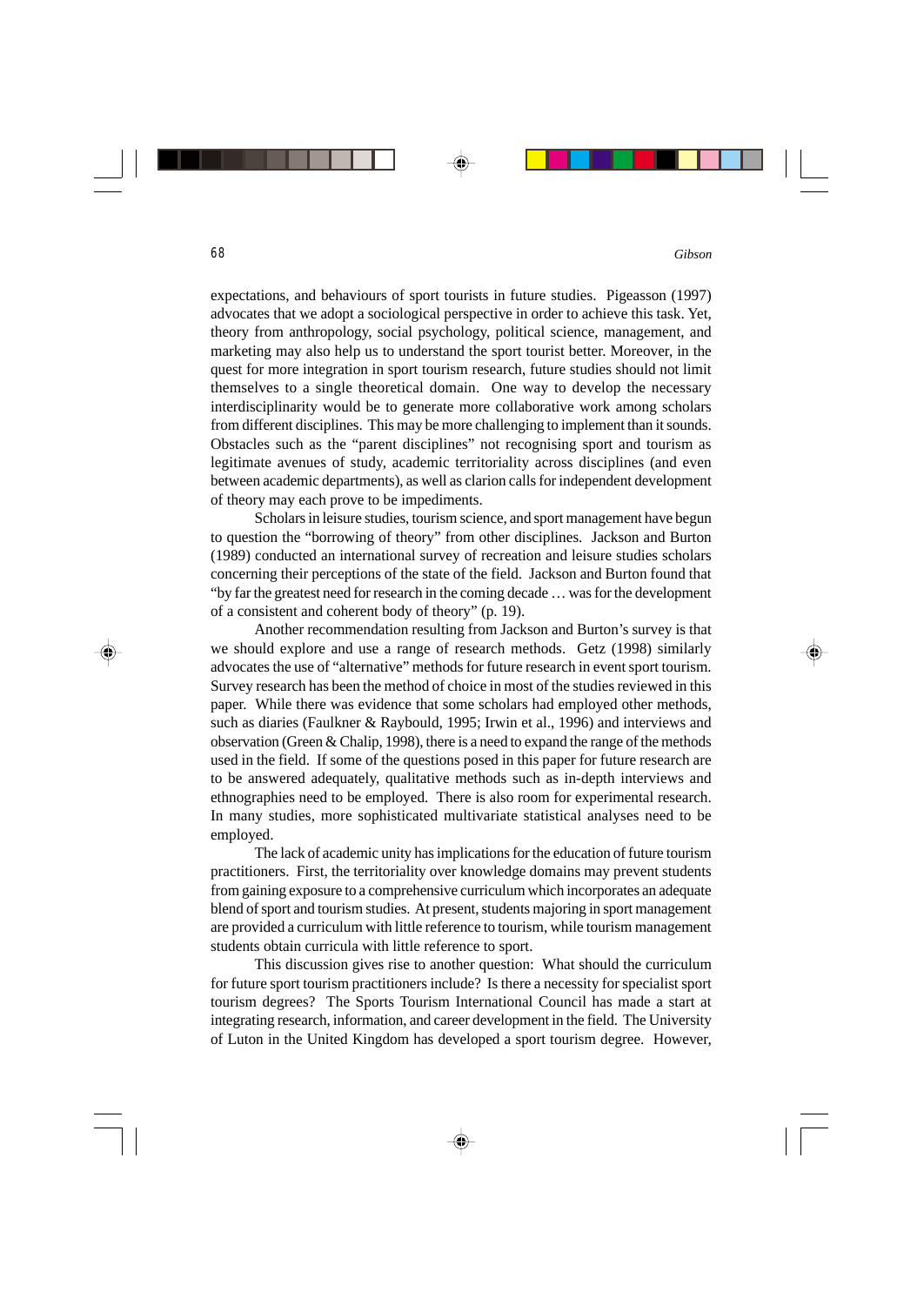expectations, and behaviours of sport tourists in future studies. Pigeasson (1997) advocates that we adopt a sociological perspective in order to achieve this task. Yet, theory from anthropology, social psychology, political science, management, and marketing may also help us to understand the sport tourist better. Moreover, in the quest for more integration in sport tourism research, future studies should not limit themselves to a single theoretical domain. One way to develop the necessary interdisciplinarity would be to generate more collaborative work among scholars from different disciplines. This may be more challenging to implement than it sounds. Obstacles such as the "parent disciplines" not recognising sport and tourism as legitimate avenues of study, academic territoriality across disciplines (and even between academic departments), as well as clarion calls for independent development of theory may each prove to be impediments.

Scholars in leisure studies, tourism science, and sport management have begun to question the "borrowing of theory" from other disciplines. Jackson and Burton (1989) conducted an international survey of recreation and leisure studies scholars concerning their perceptions of the state of the field. Jackson and Burton found that "by far the greatest need for research in the coming decade … was for the development of a consistent and coherent body of theory" (p. 19).

Another recommendation resulting from Jackson and Burton's survey is that we should explore and use a range of research methods. Getz (1998) similarly advocates the use of "alternative" methods for future research in event sport tourism. Survey research has been the method of choice in most of the studies reviewed in this paper. While there was evidence that some scholars had employed other methods, such as diaries (Faulkner & Raybould, 1995; Irwin et al., 1996) and interviews and observation (Green & Chalip, 1998), there is a need to expand the range of the methods used in the field. If some of the questions posed in this paper for future research are to be answered adequately, qualitative methods such as in-depth interviews and ethnographies need to be employed. There is also room for experimental research. In many studies, more sophisticated multivariate statistical analyses need to be employed.

The lack of academic unity has implications for the education of future tourism practitioners. First, the territoriality over knowledge domains may prevent students from gaining exposure to a comprehensive curriculum which incorporates an adequate blend of sport and tourism studies. At present, students majoring in sport management are provided a curriculum with little reference to tourism, while tourism management students obtain curricula with little reference to sport.

This discussion gives rise to another question: What should the curriculum for future sport tourism practitioners include? Is there a necessity for specialist sport tourism degrees? The Sports Tourism International Council has made a start at integrating research, information, and career development in the field. The University of Luton in the United Kingdom has developed a sport tourism degree. However,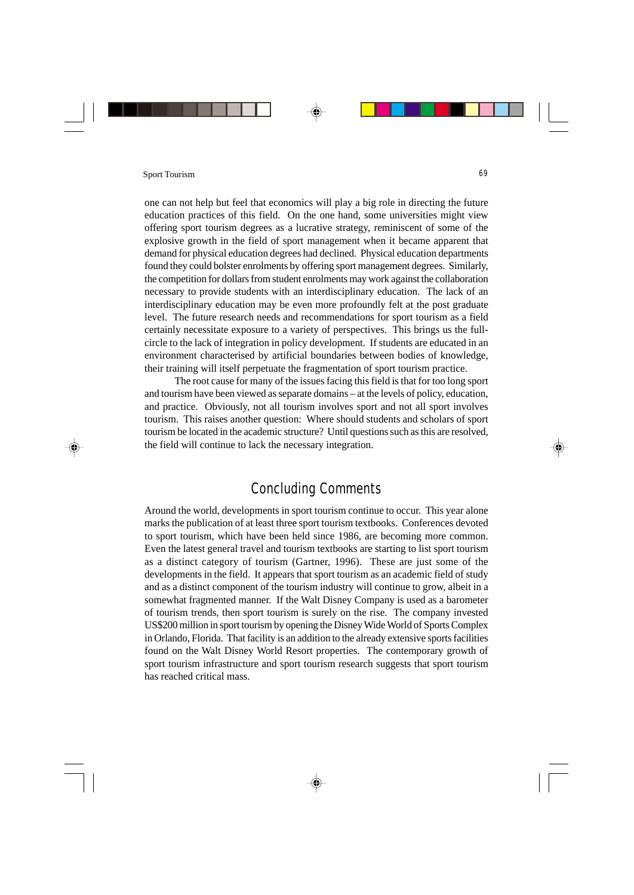one can not help but feel that economics will play a big role in directing the future education practices of this field. On the one hand, some universities might view offering sport tourism degrees as a lucrative strategy, reminiscent of some of the explosive growth in the field of sport management when it became apparent that demand for physical education degrees had declined. Physical education departments found they could bolster enrolments by offering sport management degrees. Similarly, the competition for dollars from student enrolments may work against the collaboration necessary to provide students with an interdisciplinary education. The lack of an interdisciplinary education may be even more profoundly felt at the post graduate level. The future research needs and recommendations for sport tourism as a field certainly necessitate exposure to a variety of perspectives. This brings us the full-circle to the lack of integration in policy development. If students are educated in an environment characterised by artificial boundaries between bodies of knowledge, their training will itself perpetuate the fragmentation of sport tourism practice.

The root cause for many of the issues facing this field is that for too long sport and tourism have been viewed as separate domains – at the levels of policy, education, and practice. Obviously, not all tourism involves sport and not all sport involves tourism. This raises another question: Where should students and scholars of sport tourism be located in the academic structure? Until questions such as this are resolved, the field will continue to lack the necessary integration.

## Concluding Comments

Around the world, developments in sport tourism continue to occur. This year alone marks the publication of at least three sport tourism textbooks. Conferences devoted to sport tourism, which have been held since 1986, are becoming more common. Even the latest general travel and tourism textbooks are starting to list sport tourism as a distinct category of tourism (Gartner, 1996). These are just some of the developments in the field. It appears that sport tourism as an academic field of study and as a distinct component of the tourism industry will continue to grow, albeit in a somewhat fragmented manner. If the Walt Disney Company is used as a barometer of tourism trends, then sport tourism is surely on the rise. The company invested US$200 million in sport tourism by opening the Disney Wide World of Sports Complex in Orlando, Florida. That facility is an addition to the already extensive sports facilities found on the Walt Disney World Resort properties. The contemporary growth of sport tourism infrastructure and sport tourism research suggests that sport tourism has reached critical mass.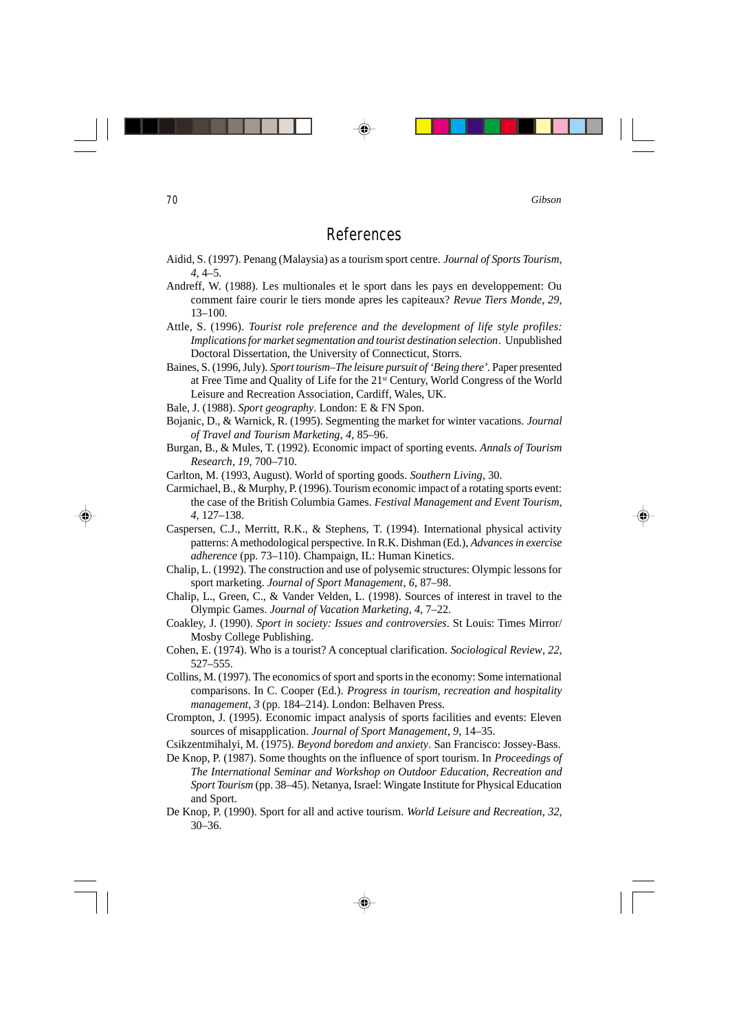## References

Aidid, S. (1997). Penang (Malaysia) as a tourism sport centre. *Journal of Sports Tourism*, *4*, 4–5.

Andreff, W. (1988). Les multionales et le sport dans les pays en developpement: Ou comment faire courir le tiers monde apres les capiteaux? *Revue Tiers Monde*, *29*, 13–100.

Attle, S. (1996). *Tourist role preference and the development of life style profiles: Implications for market segmentation and tourist destination selection*. Unpublished Doctoral Dissertation, the University of Connecticut, Storrs.

Baines, S. (1996, July). *Sport tourism–The leisure pursuit of 'Being there'*. Paper presented at Free Time and Quality of Life for the 21st Century, World Congress of the World Leisure and Recreation Association, Cardiff, Wales, UK.

Bale, J. (1988). *Sport geography*. London: E & FN Spon.

Bojanic, D., & Warnick, R. (1995). Segmenting the market for winter vacations. *Journal of Travel and Tourism Marketing*, *4*, 85–96.

Burgan, B., & Mules, T. (1992). Economic impact of sporting events. *Annals of Tourism Research*, *19*, 700–710.

Carlton, M. (1993, August). World of sporting goods. *Southern Living*, 30.

Carmichael, B., & Murphy, P. (1996). Tourism economic impact of a rotating sports event: the case of the British Columbia Games. *Festival Management and Event Tourism*, *4*, 127–138.

Caspersen, C.J., Merritt, R.K., & Stephens, T. (1994). International physical activity patterns: A methodological perspective. In R.K. Dishman (Ed.), *Advances in exercise adherence* (pp. 73–110). Champaign, IL: Human Kinetics.

Chalip, L. (1992). The construction and use of polysemic structures: Olympic lessons for sport marketing. *Journal of Sport Management*, *6*, 87–98.

Chalip, L., Green, C., & Vander Velden, L. (1998). Sources of interest in travel to the Olympic Games. *Journal of Vacation Marketing*, *4*, 7–22.

Coakley, J. (1990). *Sport in society: Issues and controversies*. St Louis: Times Mirror/ Mosby College Publishing.

Cohen, E. (1974). Who is a tourist? A conceptual clarification. *Sociological Review*, *22*, 527–555.

Collins, M. (1997). The economics of sport and sports in the economy: Some international comparisons. In C. Cooper (Ed.). *Progress in tourism, recreation and hospitality management*, *3* (pp. 184–214). London: Belhaven Press.

Crompton, J. (1995). Economic impact analysis of sports facilities and events: Eleven sources of misapplication. *Journal of Sport Management*, *9*, 14–35.

Csikzentmihalyi, M. (1975). *Beyond boredom and anxiety*. San Francisco: Jossey-Bass.

De Knop, P. (1987). Some thoughts on the influence of sport tourism. In *Proceedings of The International Seminar and Workshop on Outdoor Education, Recreation and Sport Tourism* (pp. 38–45). Netanya, Israel: Wingate Institute for Physical Education and Sport.

De Knop, P. (1990). Sport for all and active tourism. *World Leisure and Recreation*, *32*, 30–36.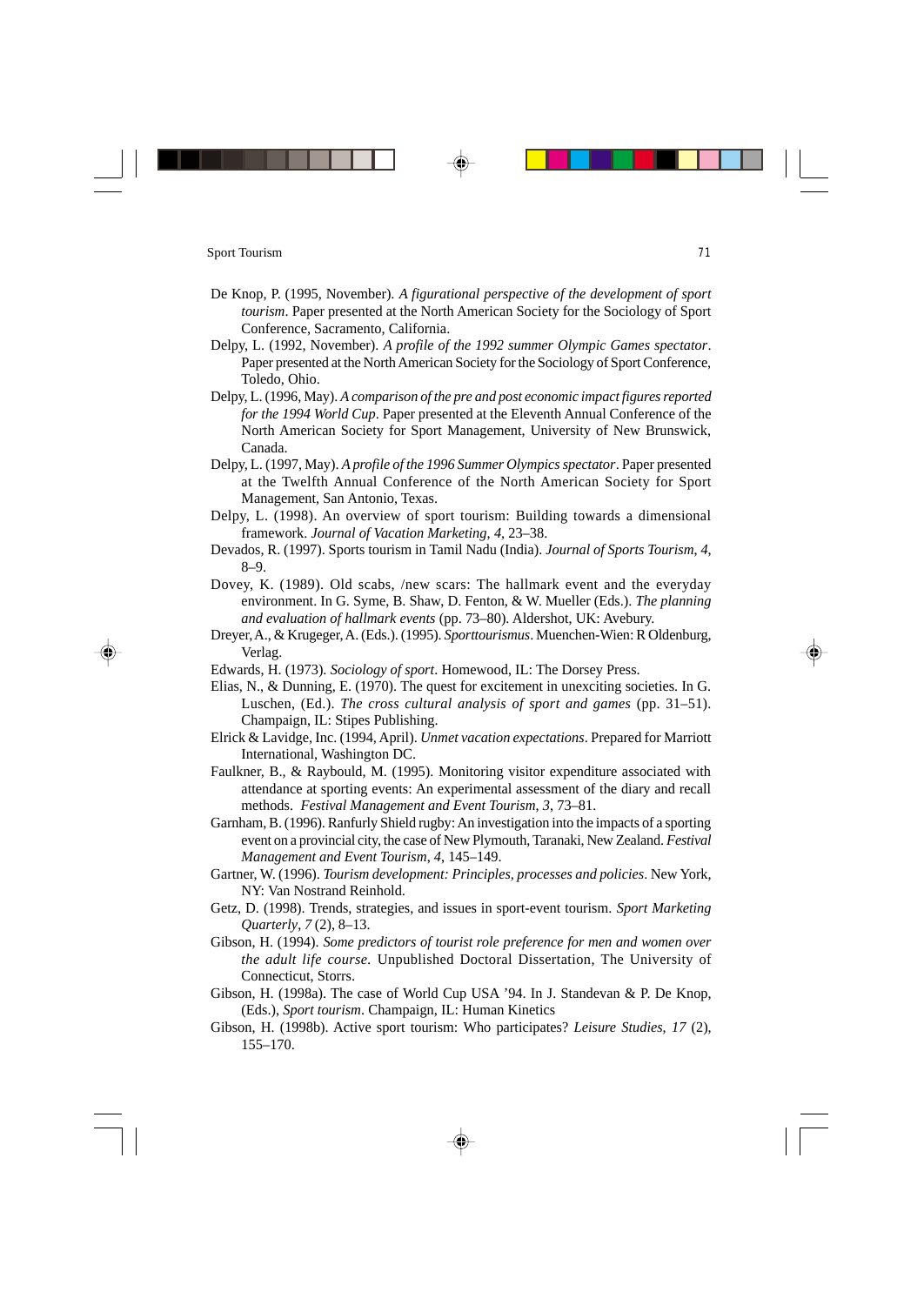De Knop, P. (1995, November). *A figurational perspective of the development of sport tourism*. Paper presented at the North American Society for the Sociology of Sport Conference, Sacramento, California.

Delpy, L. (1992, November). *A profile of the 1992 summer Olympic Games spectator*. Paper presented at the North American Society for the Sociology of Sport Conference, Toledo, Ohio.

Delpy, L. (1996, May). *A comparison of the pre and post economic impact figures reported for the 1994 World Cup*. Paper presented at the Eleventh Annual Conference of the North American Society for Sport Management, University of New Brunswick, Canada.

Delpy, L. (1997, May). *A profile of the 1996 Summer Olympics spectator*. Paper presented at the Twelfth Annual Conference of the North American Society for Sport Management, San Antonio, Texas.

Delpy, L. (1998). An overview of sport tourism: Building towards a dimensional framework. *Journal of Vacation Marketing*, *4*, 23–38.

Devados, R. (1997). Sports tourism in Tamil Nadu (India). *Journal of Sports Tourism*, *4*, 8–9.

Dovey, K. (1989). Old scabs, /new scars: The hallmark event and the everyday environment. In G. Syme, B. Shaw, D. Fenton, & W. Mueller (Eds.). *The planning and evaluation of hallmark events* (pp. 73–80). Aldershot, UK: Avebury.

Dreyer, A., & Krugeger, A. (Eds.). (1995). *Sporttourismus*. Muenchen-Wien: R Oldenburg, Verlag.

Edwards, H. (1973). *Sociology of sport*. Homewood, IL: The Dorsey Press.

Elias, N., & Dunning, E. (1970). The quest for excitement in unexciting societies. In G. Luschen, (Ed.). *The cross cultural analysis of sport and games* (pp. 31–51). Champaign, IL: Stipes Publishing.

Elrick & Lavidge, Inc. (1994, April). *Unmet vacation expectations*. Prepared for Marriott International, Washington DC.

Faulkner, B., & Raybould, M. (1995). Monitoring visitor expenditure associated with attendance at sporting events: An experimental assessment of the diary and recall methods. *Festival Management and Event Tourism*, *3*, 73–81.

Garnham, B. (1996). Ranfurly Shield rugby: An investigation into the impacts of a sporting event on a provincial city, the case of New Plymouth, Taranaki, New Zealand. *Festival Management and Event Tourism*, *4*, 145–149.

Gartner, W. (1996). *Tourism development: Principles, processes and policies*. New York, NY: Van Nostrand Reinhold.

Getz, D. (1998). Trends, strategies, and issues in sport-event tourism. *Sport Marketing Quarterly*, *7* (2), 8–13.

Gibson, H. (1994). *Some predictors of tourist role preference for men and women over the adult life course*. Unpublished Doctoral Dissertation, The University of Connecticut, Storrs.

Gibson, H. (1998a). The case of World Cup USA '94. In J. Standevan & P. De Knop, (Eds.), *Sport tourism*. Champaign, IL: Human Kinetics

Gibson, H. (1998b). Active sport tourism: Who participates? *Leisure Studies*, *17* (2), 155–170.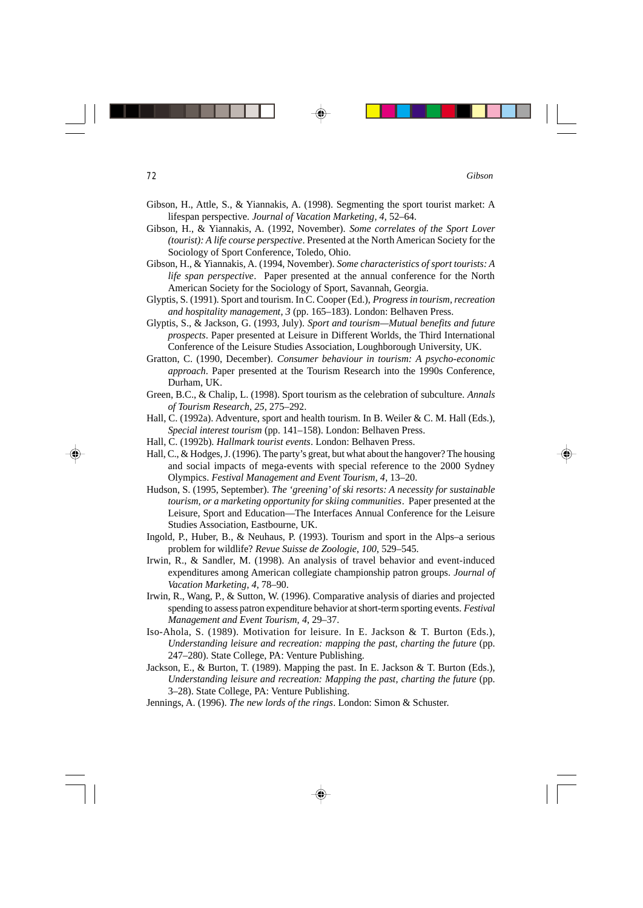Gibson, H., Attle, S., & Yiannakis, A. (1998). Segmenting the sport tourist market: A lifespan perspective. *Journal of Vacation Marketing*, *4*, 52–64.

Gibson, H., & Yiannakis, A. (1992, November). *Some correlates of the Sport Lover (tourist): A life course perspective*. Presented at the North American Society for the Sociology of Sport Conference, Toledo, Ohio.

Gibson, H., & Yiannakis, A. (1994, November). *Some characteristics of sport tourists: A life span perspective*. Paper presented at the annual conference for the North American Society for the Sociology of Sport, Savannah, Georgia.

Glyptis, S. (1991). Sport and tourism. In C. Cooper (Ed.), *Progress in tourism, recreation and hospitality management*, *3* (pp. 165–183). London: Belhaven Press.

Glyptis, S., & Jackson, G. (1993, July). *Sport and tourism—Mutual benefits and future prospects*. Paper presented at Leisure in Different Worlds, the Third International Conference of the Leisure Studies Association, Loughborough University, UK.

Gratton, C. (1990, December). *Consumer behaviour in tourism: A psycho-economic approach*. Paper presented at the Tourism Research into the 1990s Conference, Durham, UK.

Green, B.C., & Chalip, L. (1998). Sport tourism as the celebration of subculture. *Annals of Tourism Research*, *25*, 275–292.

Hall, C. (1992a). Adventure, sport and health tourism. In B. Weiler & C. M. Hall (Eds.), *Special interest tourism* (pp. 141–158). London: Belhaven Press.

Hall, C. (1992b). *Hallmark tourist events*. London: Belhaven Press.

Hall, C., & Hodges, J. (1996). The party's great, but what about the hangover? The housing and social impacts of mega-events with special reference to the 2000 Sydney Olympics. *Festival Management and Event Tourism*, *4*, 13–20.

Hudson, S. (1995, September). *The 'greening' of ski resorts: A necessity for sustainable tourism, or a marketing opportunity for skiing communities*. Paper presented at the Leisure, Sport and Education—The Interfaces Annual Conference for the Leisure Studies Association, Eastbourne, UK.

Ingold, P., Huber, B., & Neuhaus, P. (1993). Tourism and sport in the Alps–a serious problem for wildlife? *Revue Suisse de Zoologie*, *100*, 529–545.

Irwin, R., & Sandler, M. (1998). An analysis of travel behavior and event-induced expenditures among American collegiate championship patron groups. *Journal of Vacation Marketing*, *4*, 78–90.

Irwin, R., Wang, P., & Sutton, W. (1996). Comparative analysis of diaries and projected spending to assess patron expenditure behavior at short-term sporting events. *Festival Management and Event Tourism*, *4*, 29–37.

Iso-Ahola, S. (1989). Motivation for leisure. In E. Jackson & T. Burton (Eds.), *Understanding leisure and recreation: mapping the past, charting the future* (pp. 247–280). State College, PA: Venture Publishing.

Jackson, E., & Burton, T. (1989). Mapping the past. In E. Jackson & T. Burton (Eds.), *Understanding leisure and recreation: mapping the past, charting the future* (pp. 3–28). State College, PA: Venture Publishing.

Jennings, A. (1996). *The new lords of the rings*. London: Simon & Schuster.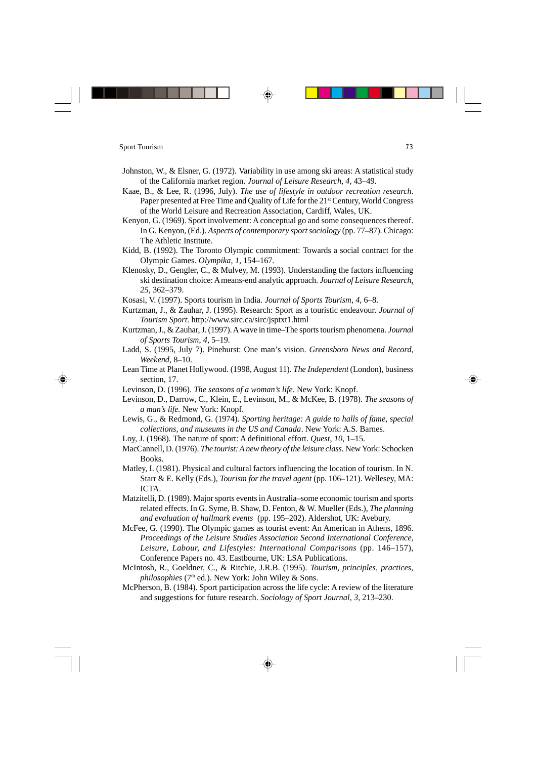Johnston, W., & Elsner, G. (1972). Variability in use among ski areas: A statistical study of the California market region. *Journal of Leisure Research*, *4*, 43–49.

Kaae, B., & Lee, R. (1996, July). *The use of lifestyle in outdoor recreation research*. Paper presented at Free Time and Quality of Life for the 21st Century, World Congress of the World Leisure and Recreation Association, Cardiff, Wales, UK.

Kenyon, G. (1969). Sport involvement: A conceptual go and some consequences thereof. In G. Kenyon, (Ed.). *Aspects of contemporary sport sociology* (pp. 77–87). Chicago: The Athletic Institute.

Kidd, B. (1992). The Toronto Olympic commitment: Towards a social contract for the Olympic Games. *Olympika*, *1*, 154–167.

Klenosky, D., Gengler, C., & Mulvey, M. (1993). Understanding the factors influencing ski destination choice: A means-end analytic approach. *Journal of Leisure Research*, *25*, 362–379.

Kosasi, V. (1997). Sports tourism in India. *Journal of Sports Tourism*, *4*, 6–8.

Kurtzman, J., & Zauhar, J. (1995). Research: Sport as a touristic endeavour. *Journal of Tourism Sport*. http://www.sirc.ca/sirc/jsptxt1.html

Kurtzman, J., & Zauhar, J. (1997). A wave in time–The sports tourism phenomena. *Journal of Sports Tourism*, *4*, 5–19.

Ladd, S. (1995, July 7). Pinehurst: One man's vision. *Greensboro News and Record, Weekend*, 8–10.

Lean Time at Planet Hollywood. (1998, August 11). *The Independent* (London), business section, 17.

Levinson, D. (1996). *The seasons of a woman's life*. New York: Knopf.

Levinson, D., Darrow, C., Klein, E., Levinson, M., & McKee, B. (1978). *The seasons of a man's life*. New York: Knopf.

Lewis, G., & Redmond, G. (1974). *Sporting heritage: A guide to halls of fame, special collections, and museums in the US and Canada*. New York: A.S. Barnes.

Loy, J. (1968). The nature of sport: A definitional effort. *Quest*, *10*, 1–15.

MacCannell, D. (1976). *The tourist: A new theory of the leisure class*. New York: Schocken Books.

Matley, I. (1981). Physical and cultural factors influencing the location of tourism. In N. Starr & E. Kelly (Eds.), *Tourism for the travel agent* (pp. 106–121). Wellesey, MA: ICTA.

Matzitelli, D. (1989). Major sports events in Australia–some economic tourism and sports related effects. In G. Syme, B. Shaw, D. Fenton, & W. Mueller (Eds.), *The planning and evaluation of hallmark events* (pp. 195–202). Aldershot, UK: Avebury.

McFee, G. (1990). The Olympic games as tourist event: An American in Athens, 1896. *Proceedings of the Leisure Studies Association Second International Conference, Leisure, Labour, and Lifestyles: International Comparisons* (pp. 146–157), Conference Papers no. 43. Eastbourne, UK: LSA Publications.

McIntosh, R., Goeldner, C., & Ritchie, J.R.B. (1995). *Tourism, principles, practices, philosophies* (7th ed.). New York: John Wiley & Sons.

McPherson, B. (1984). Sport participation across the life cycle: A review of the literature and suggestions for future research. *Sociology of Sport Journal*, *3*, 213–230.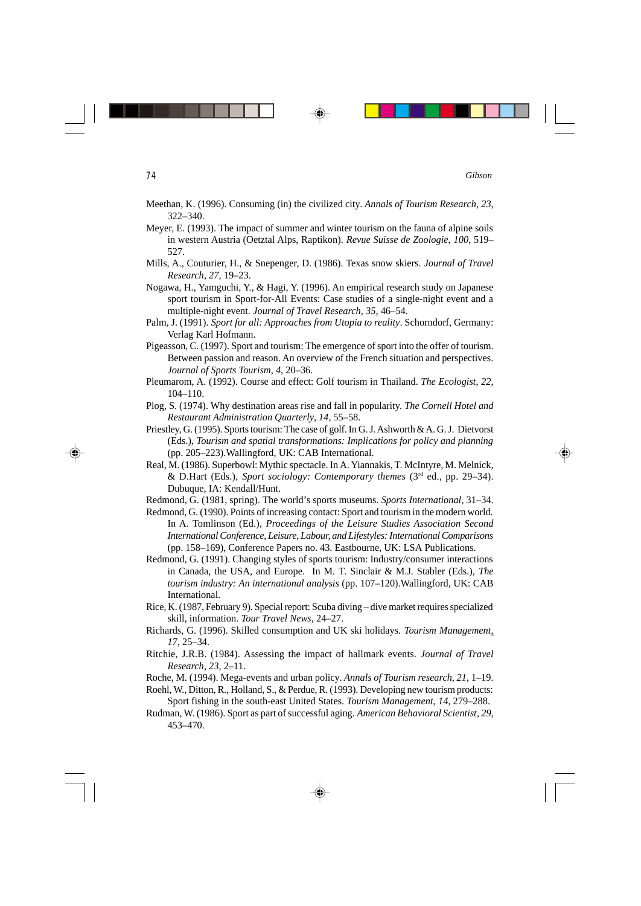Meethan, K. (1996). Consuming (in) the civilized city. *Annals of Tourism Research*, *23*, 322–340.

Meyer, E. (1993). The impact of summer and winter tourism on the fauna of alpine soils in western Austria (Oetztal Alps, Raptikon). *Revue Suisse de Zoologie*, *100*, 519–527.

Mills, A., Couturier, H., & Snepenger, D. (1986). Texas snow skiers. *Journal of Travel Research*, *27*, 19–23.

Nogawa, H., Yamguchi, Y., & Hagi, Y. (1996). An empirical research study on Japanese sport tourism in Sport-for-All Events: Case studies of a single-night event and a multiple-night event. *Journal of Travel Research*, *35*, 46–54.

Palm, J. (1991). *Sport for all: Approaches from Utopia to reality*. Schorndorf, Germany: Verlag Karl Hofmann.

Pigeasson, C. (1997). Sport and tourism: The emergence of sport into the offer of tourism. Between passion and reason. An overview of the French situation and perspectives. *Journal of Sports Tourism*, *4*, 20–36.

Pleumarom, A. (1992). Course and effect: Golf tourism in Thailand. *The Ecologist*, *22*, 104–110.

Plog, S. (1974). Why destination areas rise and fall in popularity. *The Cornell Hotel and Restaurant Administration Quarterly*, *14*, 55–58.

Priestley, G. (1995). Sports tourism: The case of golf. In G. J. Ashworth & A. G. J. Dietvorst (Eds.), *Tourism and spatial transformations: Implications for policy and planning* (pp. 205–223).Wallingford, UK: CAB International.

Real, M. (1986). Superbowl: Mythic spectacle. In A. Yiannakis, T. McIntyre, M. Melnick, & D.Hart (Eds.), *Sport sociology: Contemporary themes* (3rd ed., pp. 29–34). Dubuque, IA: Kendall/Hunt.

Redmond, G. (1981, spring). The world's sports museums. *Sports International*, 31–34.

Redmond, G. (1990). Points of increasing contact: Sport and tourism in the modern world. In A. Tomlinson (Ed.), *Proceedings of the Leisure Studies Association Second International Conference, Leisure, Labour, and Lifestyles: International Comparisons* (pp. 158–169), Conference Papers no. 43. Eastbourne, UK: LSA Publications.

Redmond, G. (1991). Changing styles of sports tourism: Industry/consumer interactions in Canada, the USA, and Europe. In M. T. Sinclair & M.J. Stabler (Eds.), *The tourism industry: An international analysis* (pp. 107–120).Wallingford, UK: CAB International.

Rice, K. (1987, February 9). Special report: Scuba diving – dive market requires specialized skill, information. *Tour Travel News*, 24–27.

Richards, G. (1996). Skilled consumption and UK ski holidays. *Tourism Management*, *17*, 25–34.

Ritchie, J.R.B. (1984). Assessing the impact of hallmark events. *Journal of Travel Research*, *23*, 2–11.

Roche, M. (1994). Mega-events and urban policy. *Annals of Tourism research*, *21*, 1–19.

Roehl, W., Ditton, R., Holland, S., & Perdue, R. (1993). Developing new tourism products: Sport fishing in the south-east United States. *Tourism Management*, *14*, 279–288.

Rudman, W. (1986). Sport as part of successful aging. *American Behavioral Scientist*, *29*, 453–470.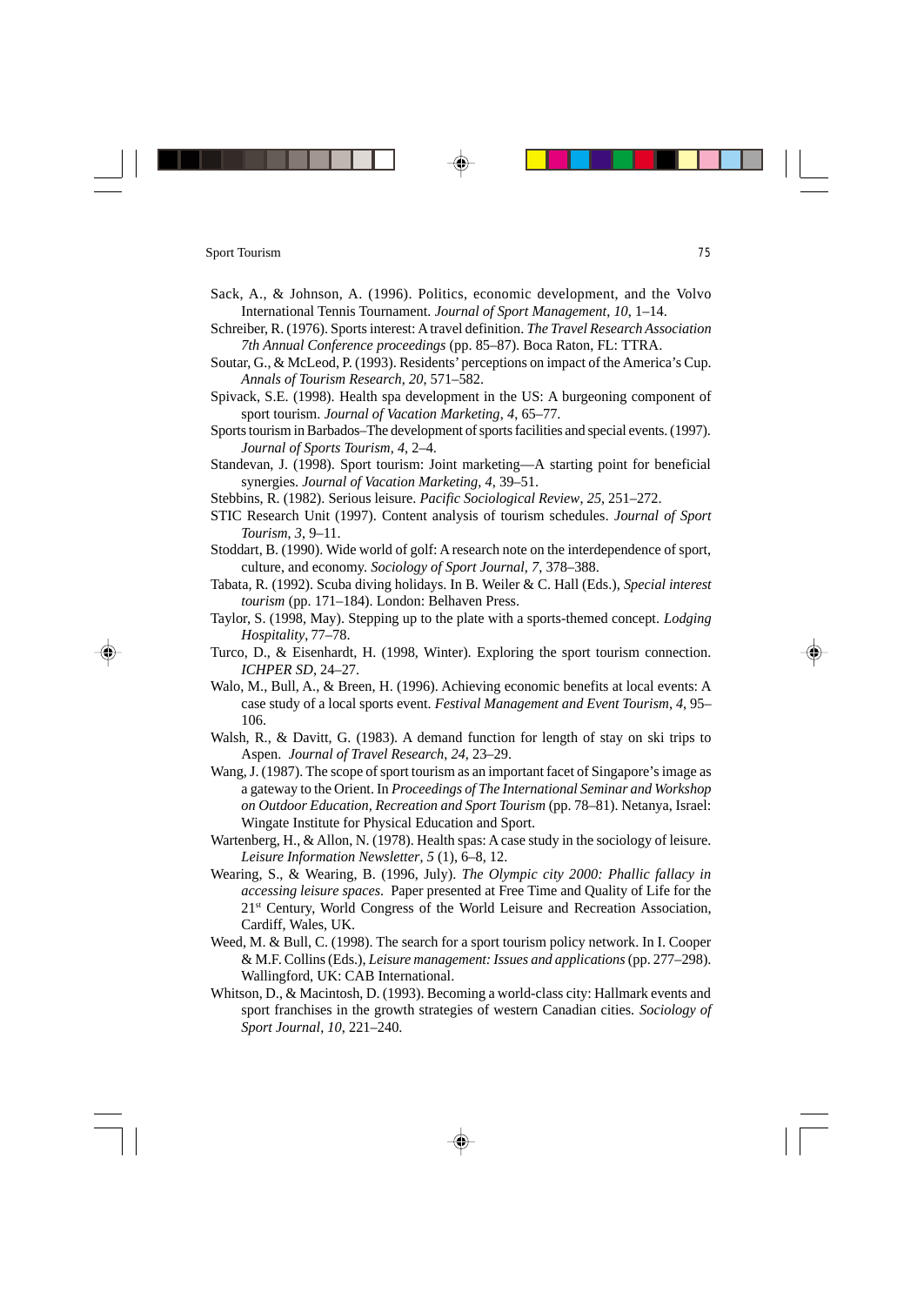Sack, A., & Johnson, A. (1996). Politics, economic development, and the Volvo International Tennis Tournament. *Journal of Sport Management*, *10*, 1–14.

Schreiber, R. (1976). Sports interest: A travel definition. *The Travel Research Association 7th Annual Conference proceedings* (pp. 85–87). Boca Raton, FL: TTRA.

Soutar, G., & McLeod, P. (1993). Residents' perceptions on impact of the America's Cup. *Annals of Tourism Research*, *20*, 571–582.

Spivack, S.E. (1998). Health spa development in the US: A burgeoning component of sport tourism. *Journal of Vacation Marketing*, *4*, 65–77.

Sports tourism in Barbados–The development of sports facilities and special events. (1997). *Journal of Sports Tourism*, *4*, 2–4.

Standevan, J. (1998). Sport tourism: Joint marketing—A starting point for beneficial synergies. *Journal of Vacation Marketing*, *4*, 39–51.

Stebbins, R. (1982). Serious leisure. *Pacific Sociological Review*, *25*, 251–272.

STIC Research Unit (1997). Content analysis of tourism schedules. *Journal of Sport Tourism*, *3*, 9–11.

Stoddart, B. (1990). Wide world of golf: A research note on the interdependence of sport, culture, and economy. *Sociology of Sport Journal*, *7*, 378–388.

Tabata, R. (1992). Scuba diving holidays. In B. Weiler & C. Hall (Eds.), *Special interest tourism* (pp. 171–184). London: Belhaven Press.

Taylor, S. (1998, May). Stepping up to the plate with a sports-themed concept. *Lodging Hospitality*, 77–78.

Turco, D., & Eisenhardt, H. (1998, Winter). Exploring the sport tourism connection. *ICHPER SD*, 24–27.

Walo, M., Bull, A., & Breen, H. (1996). Achieving economic benefits at local events: A case study of a local sports event. *Festival Management and Event Tourism*, *4*, 95–106.

Walsh, R., & Davitt, G. (1983). A demand function for length of stay on ski trips to Aspen. *Journal of Travel Research*, *24*, 23–29.

Wang, J. (1987). The scope of sport tourism as an important facet of Singapore's image as a gateway to the Orient. In *Proceedings of The International Seminar and Workshop on Outdoor Education, Recreation and Sport Tourism* (pp. 78–81). Netanya, Israel: Wingate Institute for Physical Education and Sport.

Wartenberg, H., & Allon, N. (1978). Health spas: A case study in the sociology of leisure. *Leisure Information Newsletter*, *5* (1), 6–8, 12.

Wearing, S., & Wearing, B. (1996, July). *The Olympic city 2000: Phallic fallacy in accessing leisure spaces.* Paper presented at Free Time and Quality of Life for the 21st Century, World Congress of the World Leisure and Recreation Association, Cardiff, Wales, UK.

Weed, M. & Bull, C. (1998). The search for a sport tourism policy network. In I. Cooper & M.F. Collins (Eds.), *Leisure management: Issues and applications* (pp. 277–298). Wallingford, UK: CAB International.

Whitson, D., & Macintosh, D. (1993). Becoming a world-class city: Hallmark events and sport franchises in the growth strategies of western Canadian cities. *Sociology of Sport Journal*, *10*, 221–240.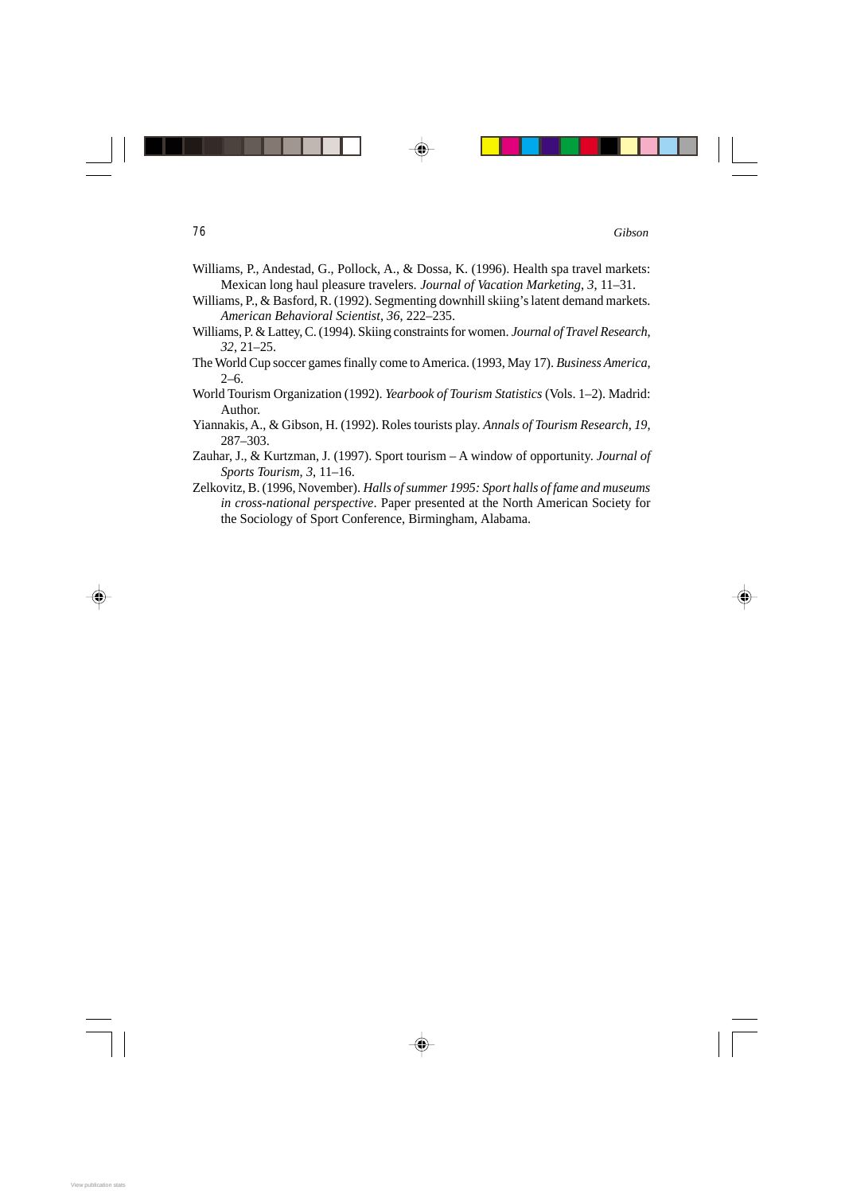Williams, P., Andestad, G., Pollock, A., & Dossa, K. (1996). Health spa travel markets: Mexican long haul pleasure travelers. *Journal of Vacation Marketing*, *3*, 11–31.

Williams, P., & Basford, R. (1992). Segmenting downhill skiing's latent demand markets. *American Behavioral Scientist*, *36*, 222–235.

Williams, P. & Lattey, C. (1994). Skiing constraints for women. *Journal of Travel Research*, *32*, 21–25.

The World Cup soccer games finally come to America. (1993, May 17). *Business America*, 2–6.

World Tourism Organization (1992). *Yearbook of Tourism Statistics* (Vols. 1–2). Madrid: Author.

Yiannakis, A., & Gibson, H. (1992). Roles tourists play. *Annals of Tourism Research*, *19*, 287–303.

Zauhar, J., & Kurtzman, J. (1997). Sport tourism – A window of opportunity. *Journal of Sports Tourism*, *3*, 11–16.

Zelkovitz, B. (1996, November). *Halls of summer 1995: Sport halls of fame and museums in cross-national perspective*. Paper presented at the North American Society for the Sociology of Sport Conference, Birmingham, Alabama.